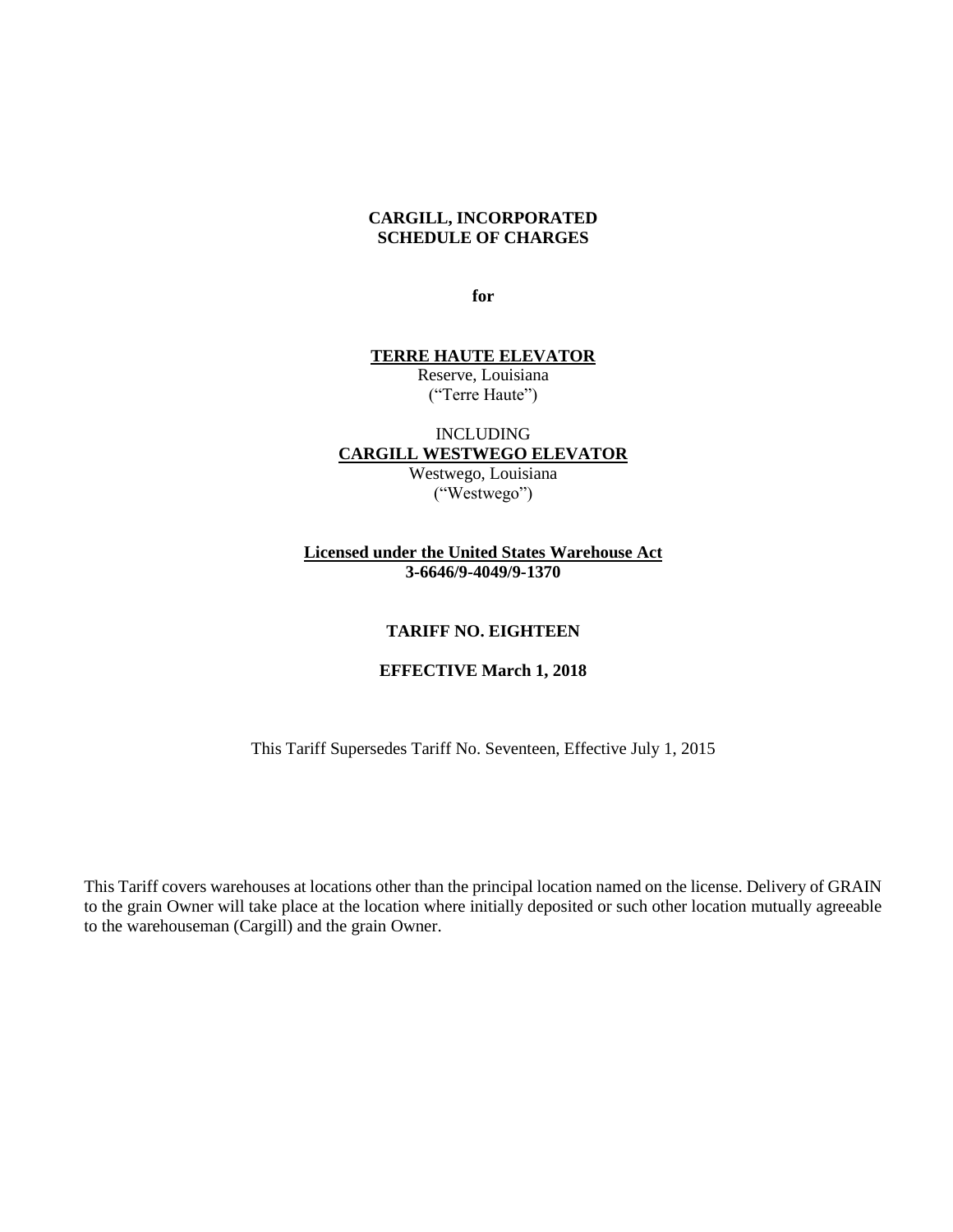**CARGILL, INCORPORATED**
**SCHEDULE OF CHARGES**

**for**

**TERRE HAUTE ELEVATOR**
Reserve, Louisiana
("Terre Haute")

INCLUDING
**CARGILL WESTWEGO ELEVATOR**
Westwego, Louisiana
("Westwego")

**Licensed under the United States Warehouse Act**
**3-6646/9-4049/9-1370**

**TARIFF NO. EIGHTEEN**

**EFFECTIVE March 1, 2018**

This Tariff Supersedes Tariff No. Seventeen, Effective July 1, 2015

This Tariff covers warehouses at locations other than the principal location named on the license. Delivery of GRAIN to the grain Owner will take place at the location where initially deposited or such other location mutually agreeable to the warehouseman (Cargill) and the grain Owner.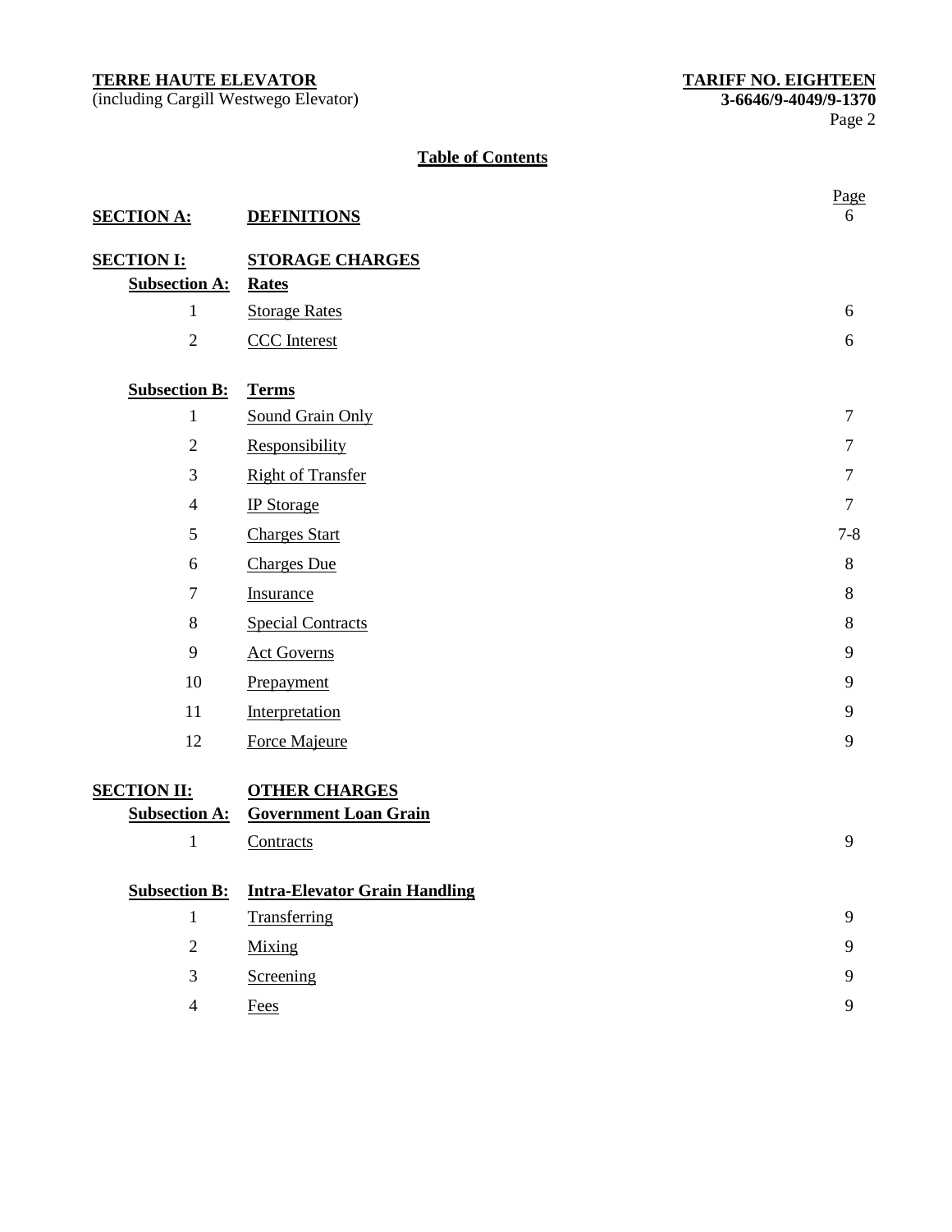**TERRE HAUTE ELEVATOR**
(including Cargill Westwego Elevator)

**TARIFF NO. EIGHTEEN**
**3-6646/9-4049/9-1370**

## Table of Contents

| | | Page |
|---|---|---|
| **SECTION A:** | **DEFINITIONS** | 6 |
| **SECTION I:** | **STORAGE CHARGES** | |
| **Subsection A:** | **Rates** | |
| 1 | Storage Rates | 6 |
| 2 | CCC Interest | 6 |
| **Subsection B:** | **Terms** | |
| 1 | Sound Grain Only | 7 |
| 2 | Responsibility | 7 |
| 3 | Right of Transfer | 7 |
| 4 | IP Storage | 7 |
| 5 | Charges Start | 7-8 |
| 6 | Charges Due | 8 |
| 7 | Insurance | 8 |
| 8 | Special Contracts | 8 |
| 9 | Act Governs | 9 |
| 10 | Prepayment | 9 |
| 11 | Interpretation | 9 |
| 12 | Force Majeure | 9 |
| **SECTION II:** | **OTHER CHARGES** | |
| **Subsection A:** | **Government Loan Grain** | |
| 1 | Contracts | 9 |
| **Subsection B:** | **Intra-Elevator Grain Handling** | |
| 1 | Transferring | 9 |
| 2 | Mixing | 9 |
| 3 | Screening | 9 |
| 4 | Fees | 9 |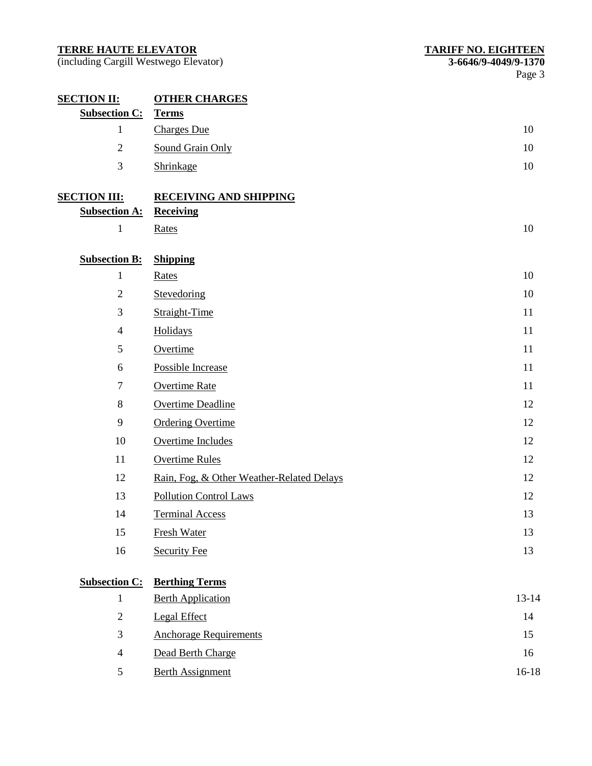**SECTION II: OTHER CHARGES**

**Subsection C: Terms**

| | | |
|---|---|---|
| 1 | Charges Due | 10 |
| 2 | Sound Grain Only | 10 |
| 3 | Shrinkage | 10 |

**SECTION III: RECEIVING AND SHIPPING**

**Subsection A: Receiving**

| | | |
|---|---|---|
| 1 | Rates | 10 |

**Subsection B: Shipping**

| | | |
|---|---|---|
| 1 | Rates | 10 |
| 2 | Stevedoring | 10 |
| 3 | Straight-Time | 11 |
| 4 | Holidays | 11 |
| 5 | Overtime | 11 |
| 6 | Possible Increase | 11 |
| 7 | Overtime Rate | 11 |
| 8 | Overtime Deadline | 12 |
| 9 | Ordering Overtime | 12 |
| 10 | Overtime Includes | 12 |
| 11 | Overtime Rules | 12 |
| 12 | Rain, Fog, & Other Weather-Related Delays | 12 |
| 13 | Pollution Control Laws | 12 |
| 14 | Terminal Access | 13 |
| 15 | Fresh Water | 13 |
| 16 | Security Fee | 13 |

**Subsection C: Berthing Terms**

| | | |
|---|---|---|
| 1 | Berth Application | 13-14 |
| 2 | Legal Effect | 14 |
| 3 | Anchorage Requirements | 15 |
| 4 | Dead Berth Charge | 16 |
| 5 | Berth Assignment | 16-18 |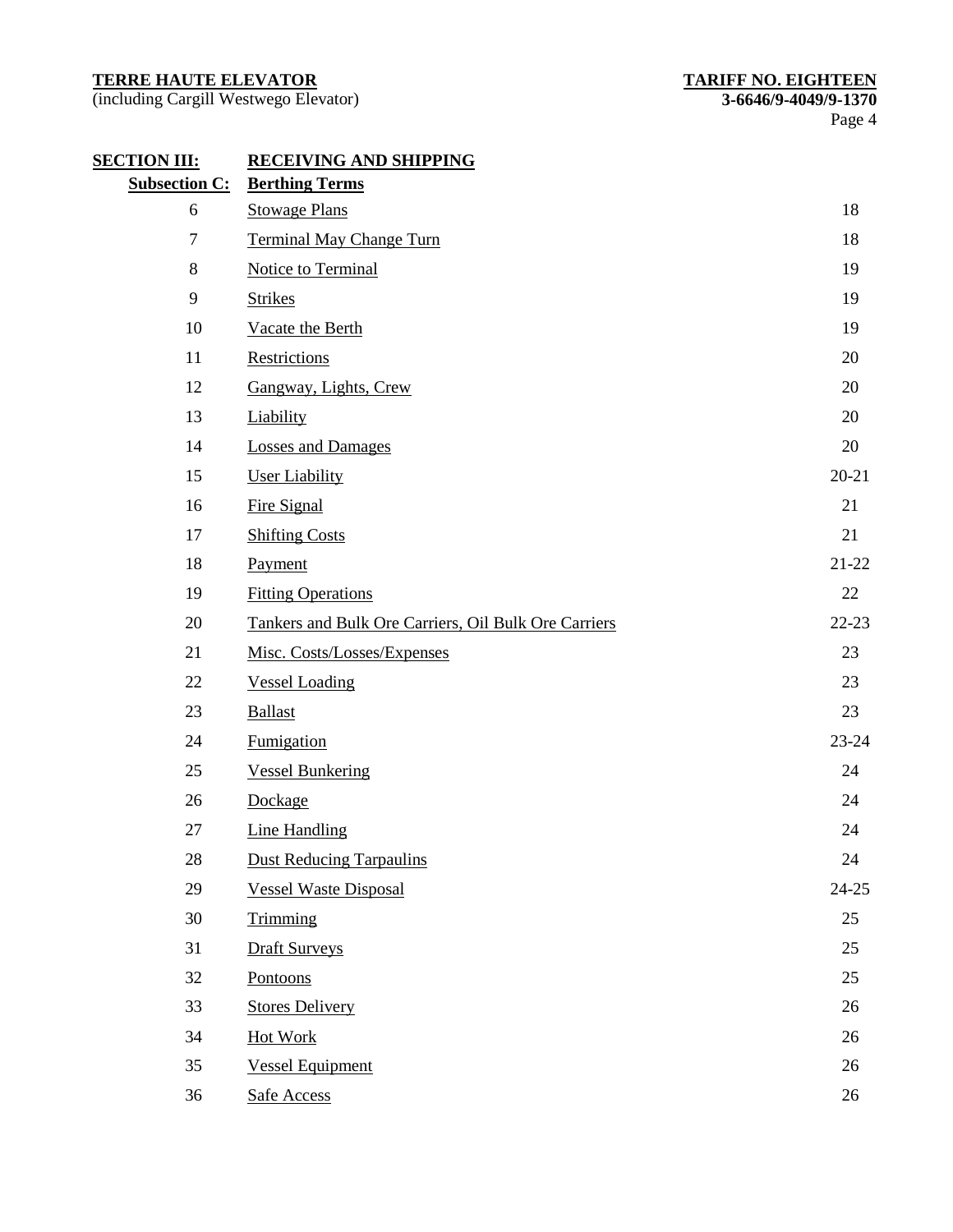**SECTION III: RECEIVING AND SHIPPING**

**Subsection C: Berthing Terms**

| | | |
|---|---|---|
| 6 | Stowage Plans | 18 |
| 7 | Terminal May Change Turn | 18 |
| 8 | Notice to Terminal | 19 |
| 9 | Strikes | 19 |
| 10 | Vacate the Berth | 19 |
| 11 | Restrictions | 20 |
| 12 | Gangway, Lights, Crew | 20 |
| 13 | Liability | 20 |
| 14 | Losses and Damages | 20 |
| 15 | User Liability | 20-21 |
| 16 | Fire Signal | 21 |
| 17 | Shifting Costs | 21 |
| 18 | Payment | 21-22 |
| 19 | Fitting Operations | 22 |
| 20 | Tankers and Bulk Ore Carriers, Oil Bulk Ore Carriers | 22-23 |
| 21 | Misc. Costs/Losses/Expenses | 23 |
| 22 | Vessel Loading | 23 |
| 23 | Ballast | 23 |
| 24 | Fumigation | 23-24 |
| 25 | Vessel Bunkering | 24 |
| 26 | Dockage | 24 |
| 27 | Line Handling | 24 |
| 28 | Dust Reducing Tarpaulins | 24 |
| 29 | Vessel Waste Disposal | 24-25 |
| 30 | Trimming | 25 |
| 31 | Draft Surveys | 25 |
| 32 | Pontoons | 25 |
| 33 | Stores Delivery | 26 |
| 34 | Hot Work | 26 |
| 35 | Vessel Equipment | 26 |
| 36 | Safe Access | 26 |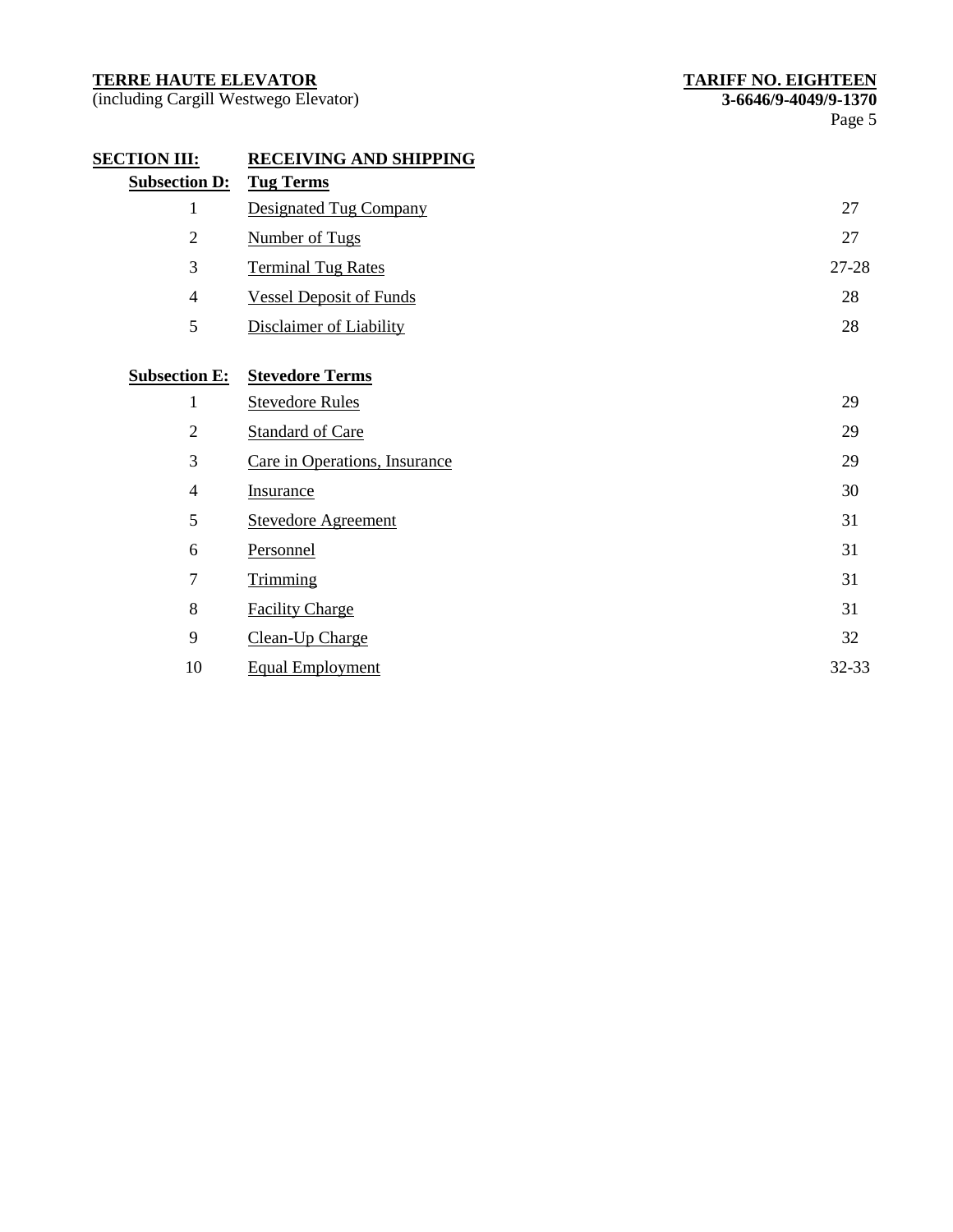**SECTION III: RECEIVING AND SHIPPING**

**Subsection D: Tug Terms**

| | | |
|---|---|---|
| 1 | Designated Tug Company | 27 |
| 2 | Number of Tugs | 27 |
| 3 | Terminal Tug Rates | 27-28 |
| 4 | Vessel Deposit of Funds | 28 |
| 5 | Disclaimer of Liability | 28 |

**Subsection E: Stevedore Terms**

| | | |
|---|---|---|
| 1 | Stevedore Rules | 29 |
| 2 | Standard of Care | 29 |
| 3 | Care in Operations, Insurance | 29 |
| 4 | Insurance | 30 |
| 5 | Stevedore Agreement | 31 |
| 6 | Personnel | 31 |
| 7 | Trimming | 31 |
| 8 | Facility Charge | 31 |
| 9 | Clean-Up Charge | 32 |
| 10 | Equal Employment | 32-33 |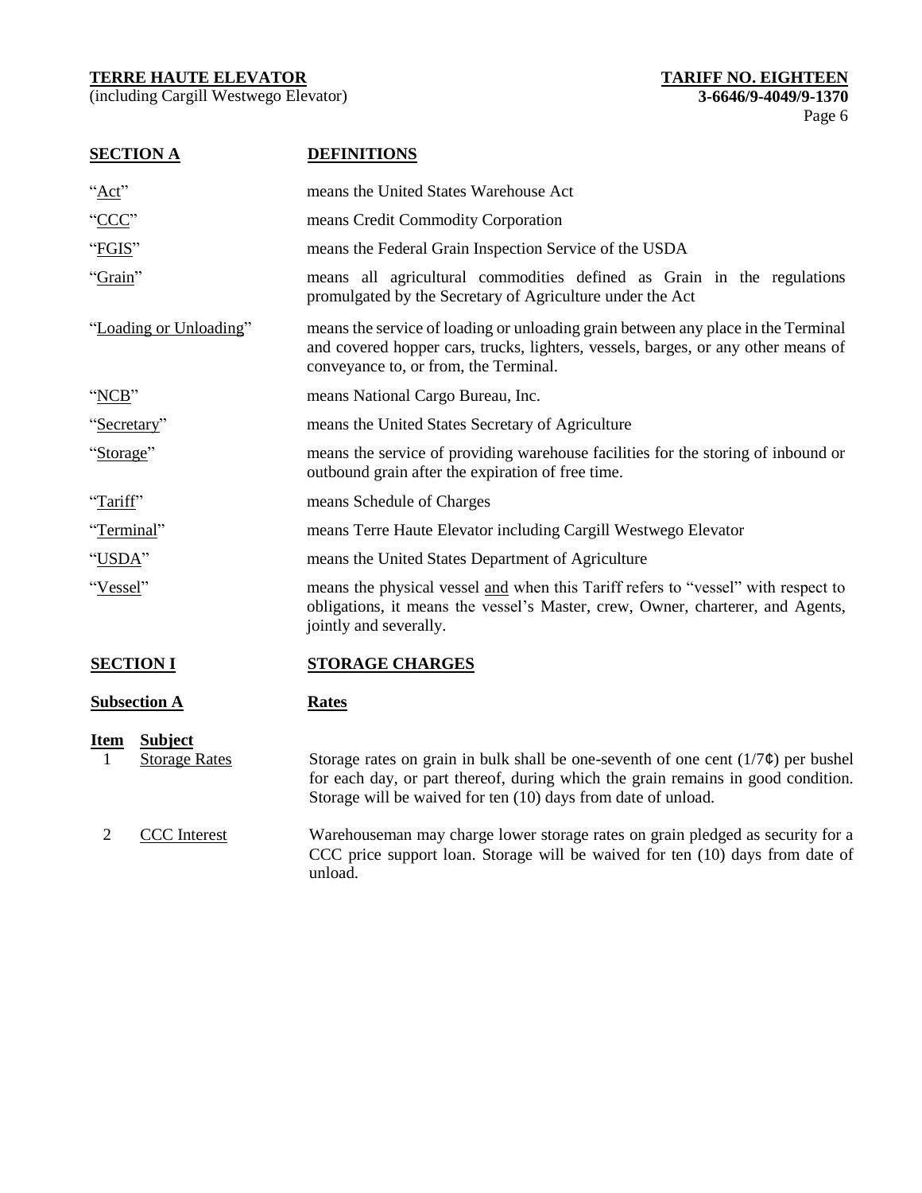## SECTION A DEFINITIONS

| | |
|---|---|
| "Act" | means the United States Warehouse Act |
| "CCC" | means Credit Commodity Corporation |
| "FGIS" | means the Federal Grain Inspection Service of the USDA |
| "Grain" | means all agricultural commodities defined as Grain in the regulations promulgated by the Secretary of Agriculture under the Act |
| "Loading or Unloading" | means the service of loading or unloading grain between any place in the Terminal and covered hopper cars, trucks, lighters, vessels, barges, or any other means of conveyance to, or from, the Terminal. |
| "NCB" | means National Cargo Bureau, Inc. |
| "Secretary" | means the United States Secretary of Agriculture |
| "Storage" | means the service of providing warehouse facilities for the storing of inbound or outbound grain after the expiration of free time. |
| "Tariff" | means Schedule of Charges |
| "Terminal" | means Terre Haute Elevator including Cargill Westwego Elevator |
| "USDA" | means the United States Department of Agriculture |
| "Vessel" | means the physical vessel and when this Tariff refers to "vessel" with respect to obligations, it means the vessel's Master, crew, Owner, charterer, and Agents, jointly and severally. |

## SECTION I STORAGE CHARGES

### Subsection A Rates

| Item | Subject | |
|---|---|---|
| 1 | Storage Rates | Storage rates on grain in bulk shall be one-seventh of one cent (1/7¢) per bushel for each day, or part thereof, during which the grain remains in good condition. Storage will be waived for ten (10) days from date of unload. |
| 2 | CCC Interest | Warehouseman may charge lower storage rates on grain pledged as security for a CCC price support loan. Storage will be waived for ten (10) days from date of unload. |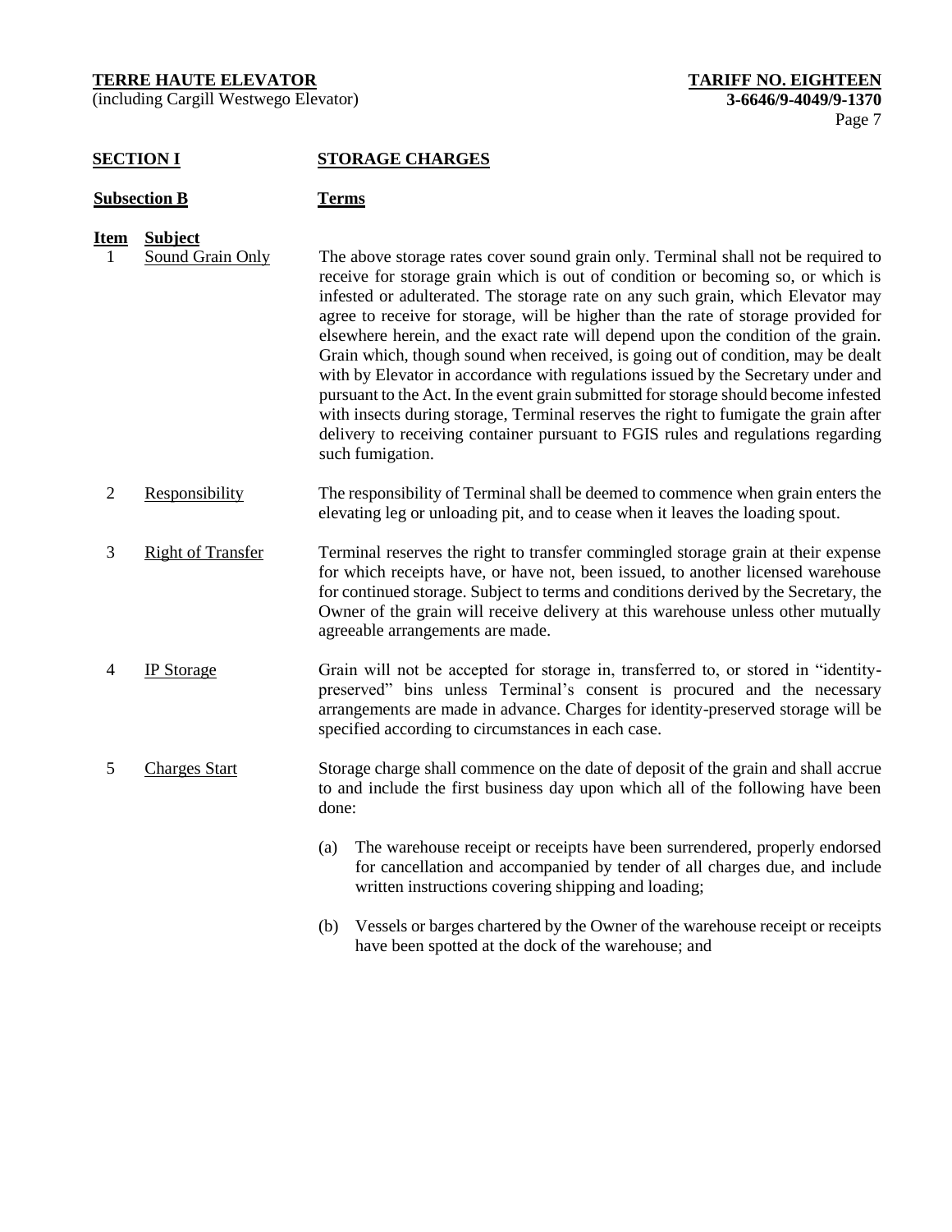**SECTION I** **STORAGE CHARGES**

**Subsection B** **Terms**

| Item | Subject | |
|---|---|---|
| 1 | Sound Grain Only | The above storage rates cover sound grain only. Terminal shall not be required to receive for storage grain which is out of condition or becoming so, or which is infested or adulterated. The storage rate on any such grain, which Elevator may agree to receive for storage, will be higher than the rate of storage provided for elsewhere herein, and the exact rate will depend upon the condition of the grain. Grain which, though sound when received, is going out of condition, may be dealt with by Elevator in accordance with regulations issued by the Secretary under and pursuant to the Act. In the event grain submitted for storage should become infested with insects during storage, Terminal reserves the right to fumigate the grain after delivery to receiving container pursuant to FGIS rules and regulations regarding such fumigation. |
| 2 | Responsibility | The responsibility of Terminal shall be deemed to commence when grain enters the elevating leg or unloading pit, and to cease when it leaves the loading spout. |
| 3 | Right of Transfer | Terminal reserves the right to transfer commingled storage grain at their expense for which receipts have, or have not, been issued, to another licensed warehouse for continued storage. Subject to terms and conditions derived by the Secretary, the Owner of the grain will receive delivery at this warehouse unless other mutually agreeable arrangements are made. |
| 4 | IP Storage | Grain will not be accepted for storage in, transferred to, or stored in "identity-preserved" bins unless Terminal's consent is procured and the necessary arrangements are made in advance. Charges for identity-preserved storage will be specified according to circumstances in each case. |
| 5 | Charges Start | Storage charge shall commence on the date of deposit of the grain and shall accrue to and include the first business day upon which all of the following have been done: |

(a) The warehouse receipt or receipts have been surrendered, properly endorsed for cancellation and accompanied by tender of all charges due, and include written instructions covering shipping and loading;

(b) Vessels or barges chartered by the Owner of the warehouse receipt or receipts have been spotted at the dock of the warehouse; and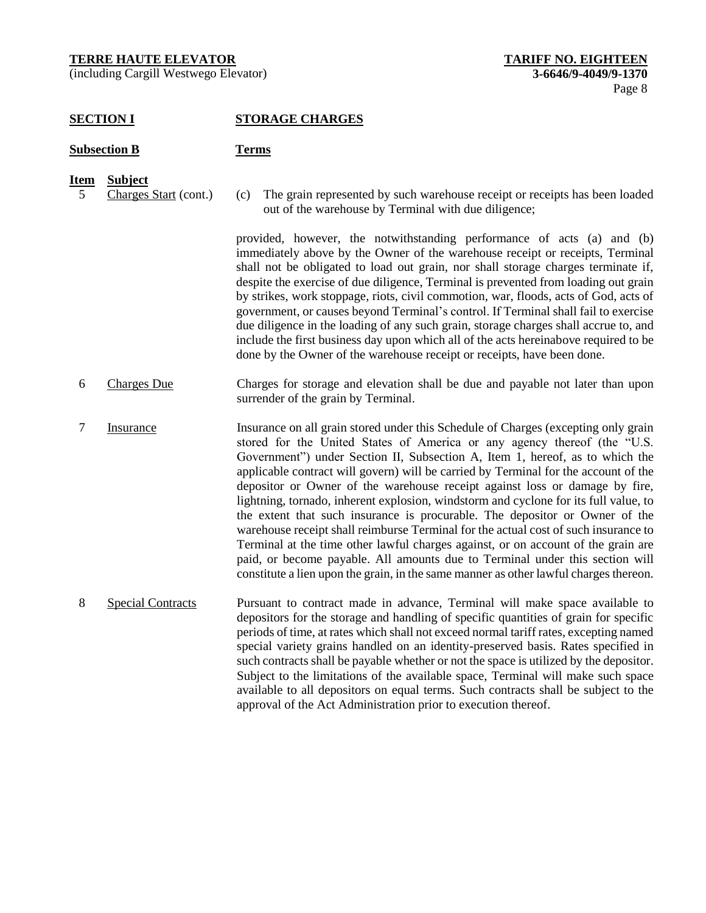## SECTION I — STORAGE CHARGES

### Subsection B — Terms

**Item** | **Subject**

**5** Charges Start (cont.)

(c) The grain represented by such warehouse receipt or receipts has been loaded out of the warehouse by Terminal with due diligence;

provided, however, the notwithstanding performance of acts (a) and (b) immediately above by the Owner of the warehouse receipt or receipts, Terminal shall not be obligated to load out grain, nor shall storage charges terminate if, despite the exercise of due diligence, Terminal is prevented from loading out grain by strikes, work stoppage, riots, civil commotion, war, floods, acts of God, acts of government, or causes beyond Terminal's control. If Terminal shall fail to exercise due diligence in the loading of any such grain, storage charges shall accrue to, and include the first business day upon which all of the acts hereinabove required to be done by the Owner of the warehouse receipt or receipts, have been done.

**6** Charges Due

Charges for storage and elevation shall be due and payable not later than upon surrender of the grain by Terminal.

**7** Insurance

Insurance on all grain stored under this Schedule of Charges (excepting only grain stored for the United States of America or any agency thereof (the "U.S. Government") under Section II, Subsection A, Item 1, hereof, as to which the applicable contract will govern) will be carried by Terminal for the account of the depositor or Owner of the warehouse receipt against loss or damage by fire, lightning, tornado, inherent explosion, windstorm and cyclone for its full value, to the extent that such insurance is procurable. The depositor or Owner of the warehouse receipt shall reimburse Terminal for the actual cost of such insurance to Terminal at the time other lawful charges against, or on account of the grain are paid, or become payable. All amounts due to Terminal under this section will constitute a lien upon the grain, in the same manner as other lawful charges thereon.

**8** Special Contracts

Pursuant to contract made in advance, Terminal will make space available to depositors for the storage and handling of specific quantities of grain for specific periods of time, at rates which shall not exceed normal tariff rates, excepting named special variety grains handled on an identity-preserved basis. Rates specified in such contracts shall be payable whether or not the space is utilized by the depositor. Subject to the limitations of the available space, Terminal will make such space available to all depositors on equal terms. Such contracts shall be subject to the approval of the Act Administration prior to execution thereof.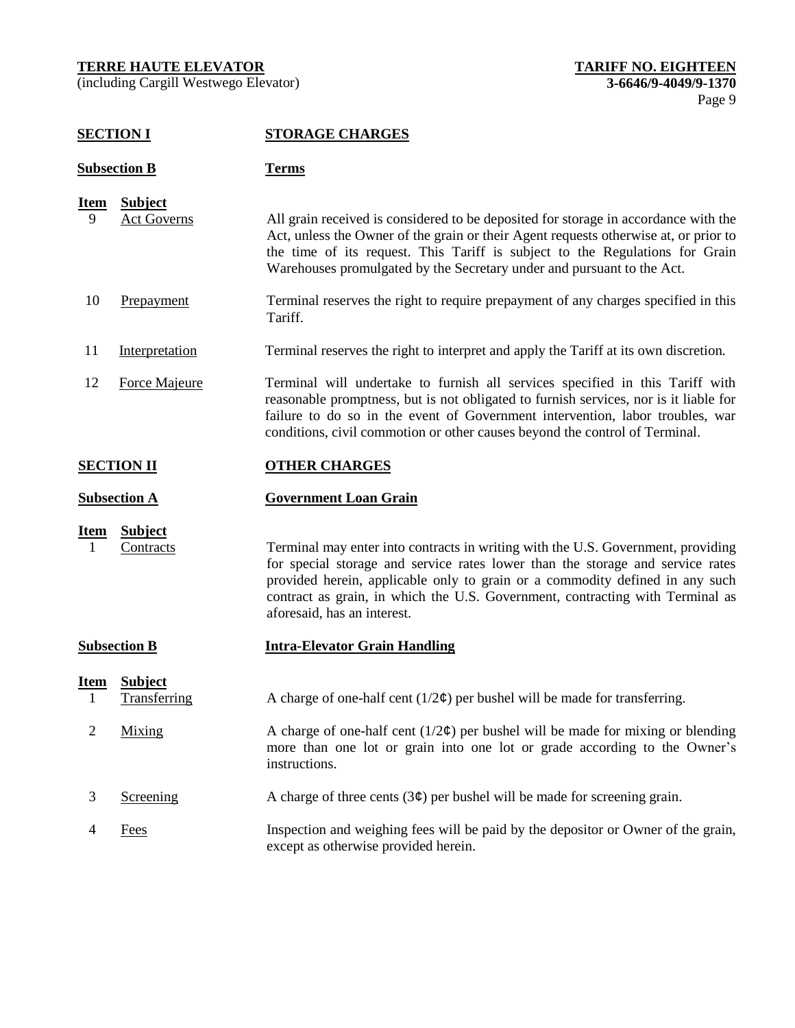## SECTION I STORAGE CHARGES

### Subsection B Terms

| Item | Subject | |
|---|---|---|
| 9 | Act Governs | All grain received is considered to be deposited for storage in accordance with the Act, unless the Owner of the grain or their Agent requests otherwise at, or prior to the time of its request. This Tariff is subject to the Regulations for Grain Warehouses promulgated by the Secretary under and pursuant to the Act. |
| 10 | Prepayment | Terminal reserves the right to require prepayment of any charges specified in this Tariff. |
| 11 | Interpretation | Terminal reserves the right to interpret and apply the Tariff at its own discretion. |
| 12 | Force Majeure | Terminal will undertake to furnish all services specified in this Tariff with reasonable promptness, but is not obligated to furnish services, nor is it liable for failure to do so in the event of Government intervention, labor troubles, war conditions, civil commotion or other causes beyond the control of Terminal. |

## SECTION II OTHER CHARGES

### Subsection A Government Loan Grain

| Item | Subject | |
|---|---|---|
| 1 | Contracts | Terminal may enter into contracts in writing with the U.S. Government, providing for special storage and service rates lower than the storage and service rates provided herein, applicable only to grain or a commodity defined in any such contract as grain, in which the U.S. Government, contracting with Terminal as aforesaid, has an interest. |

### Subsection B Intra-Elevator Grain Handling

| Item | Subject | |
|---|---|---|
| 1 | Transferring | A charge of one-half cent (1/2¢) per bushel will be made for transferring. |
| 2 | Mixing | A charge of one-half cent (1/2¢) per bushel will be made for mixing or blending more than one lot or grain into one lot or grade according to the Owner's instructions. |
| 3 | Screening | A charge of three cents (3¢) per bushel will be made for screening grain. |
| 4 | Fees | Inspection and weighing fees will be paid by the depositor or Owner of the grain, except as otherwise provided herein. |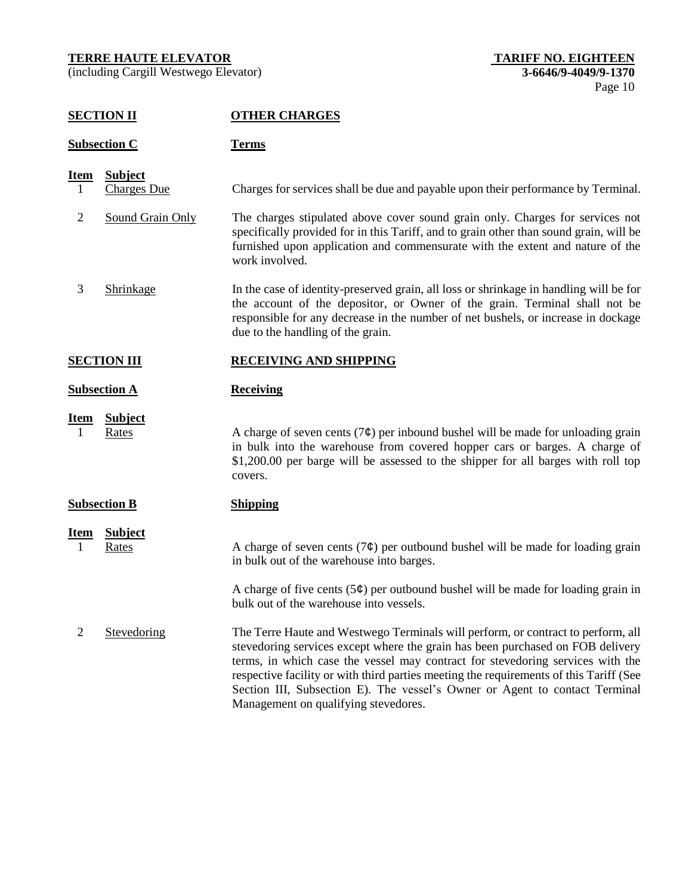## SECTION II OTHER CHARGES

### Subsection C Terms

| Item | Subject | |
|---|---|---|
| 1 | Charges Due | Charges for services shall be due and payable upon their performance by Terminal. |
| 2 | Sound Grain Only | The charges stipulated above cover sound grain only. Charges for services not specifically provided for in this Tariff, and to grain other than sound grain, will be furnished upon application and commensurate with the extent and nature of the work involved. |
| 3 | Shrinkage | In the case of identity-preserved grain, all loss or shrinkage in handling will be for the account of the depositor, or Owner of the grain. Terminal shall not be responsible for any decrease in the number of net bushels, or increase in dockage due to the handling of the grain. |

## SECTION III RECEIVING AND SHIPPING

### Subsection A Receiving

| Item | Subject | |
|---|---|---|
| 1 | Rates | A charge of seven cents (7¢) per inbound bushel will be made for unloading grain in bulk into the warehouse from covered hopper cars or barges. A charge of $1,200.00 per barge will be assessed to the shipper for all barges with roll top covers. |

### Subsection B Shipping

| Item | Subject | |
|---|---|---|
| 1 | Rates | A charge of seven cents (7¢) per outbound bushel will be made for loading grain in bulk out of the warehouse into barges.<br><br>A charge of five cents (5¢) per outbound bushel will be made for loading grain in bulk out of the warehouse into vessels. |
| 2 | Stevedoring | The Terre Haute and Westwego Terminals will perform, or contract to perform, all stevedoring services except where the grain has been purchased on FOB delivery terms, in which case the vessel may contract for stevedoring services with the respective facility or with third parties meeting the requirements of this Tariff (See Section III, Subsection E). The vessel's Owner or Agent to contact Terminal Management on qualifying stevedores. |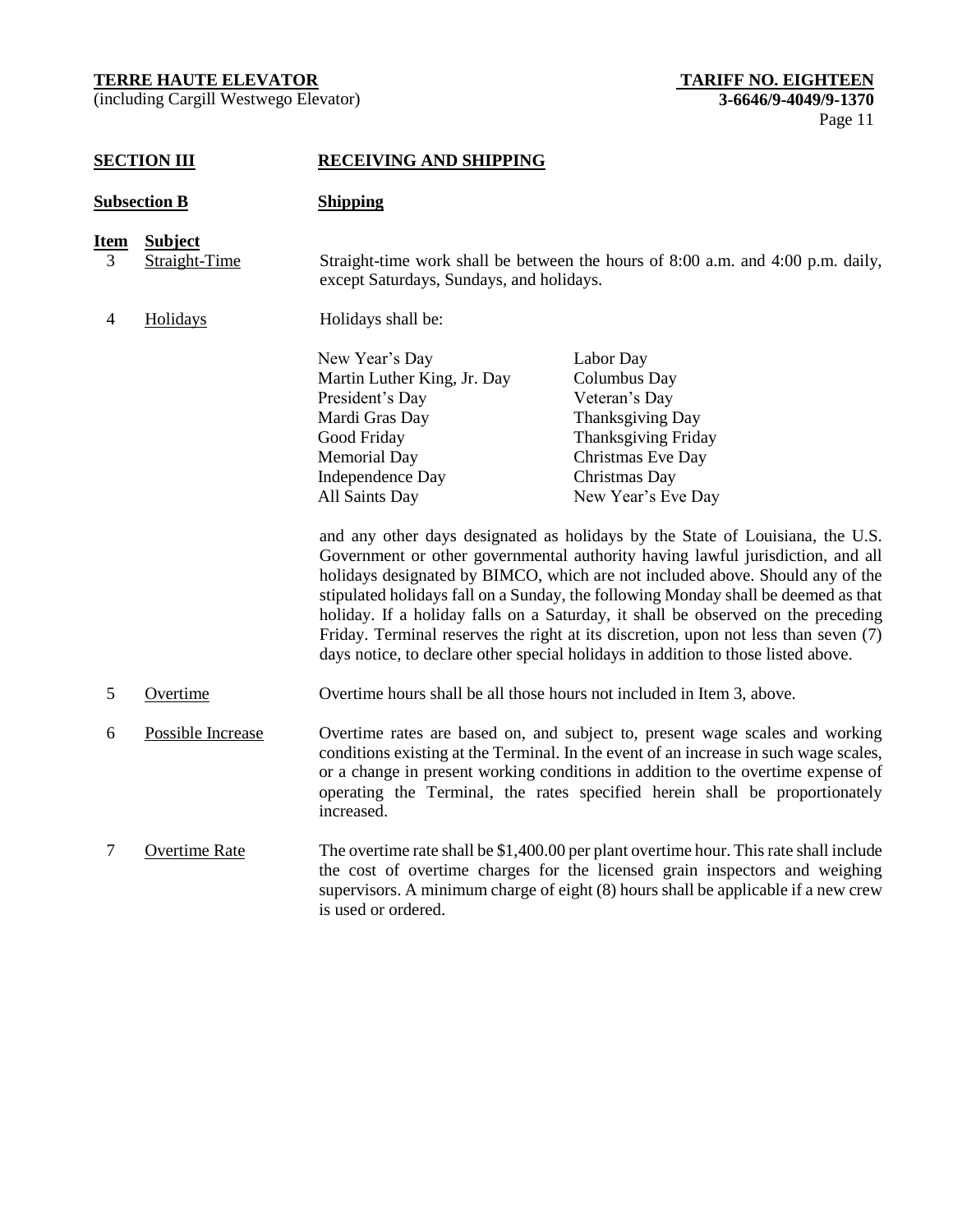## SECTION III RECEIVING AND SHIPPING

### Subsection B Shipping

| Item | Subject | |
|---|---|---|
| 3 | Straight-Time | Straight-time work shall be between the hours of 8:00 a.m. and 4:00 p.m. daily, except Saturdays, Sundays, and holidays. |
| 4 | Holidays | Holidays shall be: |

| | |
|---|---|
| New Year's Day | Labor Day |
| Martin Luther King, Jr. Day | Columbus Day |
| President's Day | Veteran's Day |
| Mardi Gras Day | Thanksgiving Day |
| Good Friday | Thanksgiving Friday |
| Memorial Day | Christmas Eve Day |
| Independence Day | Christmas Day |
| All Saints Day | New Year's Eve Day |

and any other days designated as holidays by the State of Louisiana, the U.S. Government or other governmental authority having lawful jurisdiction, and all holidays designated by BIMCO, which are not included above. Should any of the stipulated holidays fall on a Sunday, the following Monday shall be deemed as that holiday. If a holiday falls on a Saturday, it shall be observed on the preceding Friday. Terminal reserves the right at its discretion, upon not less than seven (7) days notice, to declare other special holidays in addition to those listed above.

| Item | Subject | |
|---|---|---|
| 5 | Overtime | Overtime hours shall be all those hours not included in Item 3, above. |
| 6 | Possible Increase | Overtime rates are based on, and subject to, present wage scales and working conditions existing at the Terminal. In the event of an increase in such wage scales, or a change in present working conditions in addition to the overtime expense of operating the Terminal, the rates specified herein shall be proportionately increased. |
| 7 | Overtime Rate | The overtime rate shall be $1,400.00 per plant overtime hour. This rate shall include the cost of overtime charges for the licensed grain inspectors and weighing supervisors. A minimum charge of eight (8) hours shall be applicable if a new crew is used or ordered. |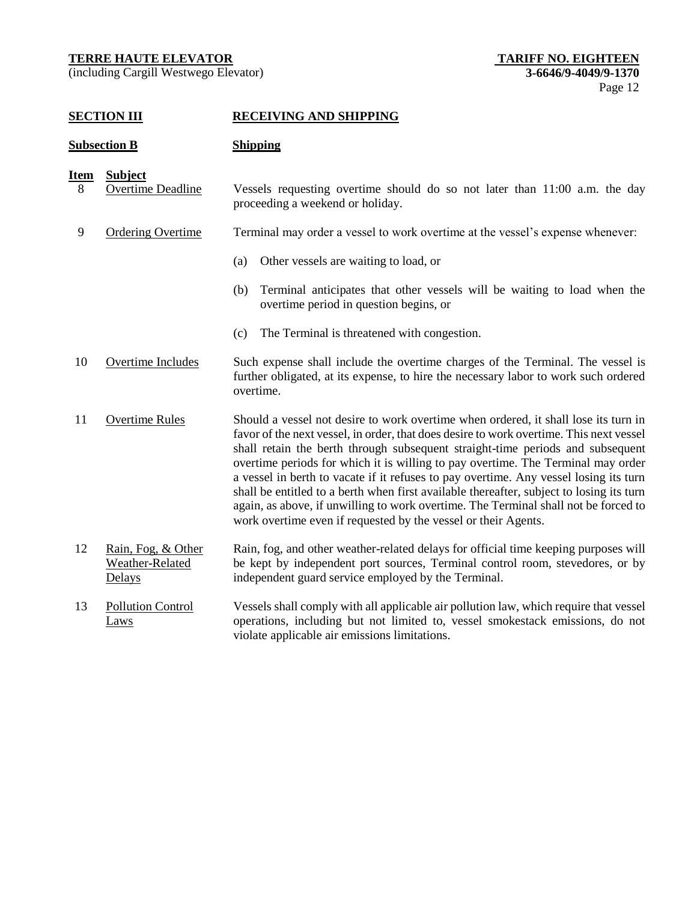## SECTION III — RECEIVING AND SHIPPING

### Subsection B — Shipping

| Item | Subject | |
|---|---|---|
| 8 | Overtime Deadline | Vessels requesting overtime should do so not later than 11:00 a.m. the day proceeding a weekend or holiday. |
| 9 | Ordering Overtime | Terminal may order a vessel to work overtime at the vessel's expense whenever:<br>(a) Other vessels are waiting to load, or<br>(b) Terminal anticipates that other vessels will be waiting to load when the overtime period in question begins, or<br>(c) The Terminal is threatened with congestion. |
| 10 | Overtime Includes | Such expense shall include the overtime charges of the Terminal. The vessel is further obligated, at its expense, to hire the necessary labor to work such ordered overtime. |
| 11 | Overtime Rules | Should a vessel not desire to work overtime when ordered, it shall lose its turn in favor of the next vessel, in order, that does desire to work overtime. This next vessel shall retain the berth through subsequent straight-time periods and subsequent overtime periods for which it is willing to pay overtime. The Terminal may order a vessel in berth to vacate if it refuses to pay overtime. Any vessel losing its turn shall be entitled to a berth when first available thereafter, subject to losing its turn again, as above, if unwilling to work overtime. The Terminal shall not be forced to work overtime even if requested by the vessel or their Agents. |
| 12 | Rain, Fog, & Other Weather-Related Delays | Rain, fog, and other weather-related delays for official time keeping purposes will be kept by independent port sources, Terminal control room, stevedores, or by independent guard service employed by the Terminal. |
| 13 | Pollution Control Laws | Vessels shall comply with all applicable air pollution law, which require that vessel operations, including but not limited to, vessel smokestack emissions, do not violate applicable air emissions limitations. |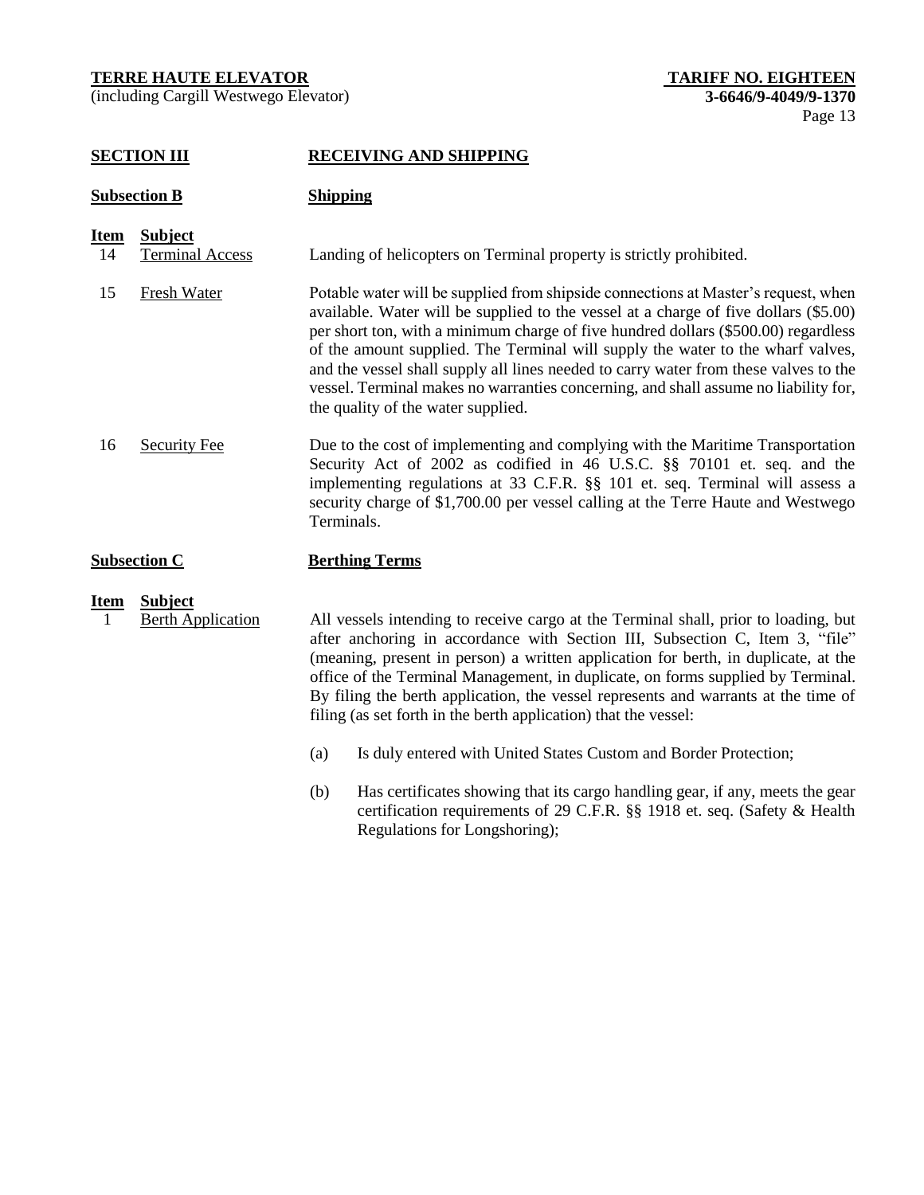## SECTION III RECEIVING AND SHIPPING

### Subsection B Shipping

| Item | Subject | |
|---|---|---|
| 14 | Terminal Access | Landing of helicopters on Terminal property is strictly prohibited. |
| 15 | Fresh Water | Potable water will be supplied from shipside connections at Master's request, when available. Water will be supplied to the vessel at a charge of five dollars ($5.00) per short ton, with a minimum charge of five hundred dollars ($500.00) regardless of the amount supplied. The Terminal will supply the water to the wharf valves, and the vessel shall supply all lines needed to carry water from these valves to the vessel. Terminal makes no warranties concerning, and shall assume no liability for, the quality of the water supplied. |
| 16 | Security Fee | Due to the cost of implementing and complying with the Maritime Transportation Security Act of 2002 as codified in 46 U.S.C. §§ 70101 et. seq. and the implementing regulations at 33 C.F.R. §§ 101 et. seq. Terminal will assess a security charge of $1,700.00 per vessel calling at the Terre Haute and Westwego Terminals. |

### Subsection C Berthing Terms

| Item | Subject | |
|---|---|---|
| 1 | Berth Application | All vessels intending to receive cargo at the Terminal shall, prior to loading, but after anchoring in accordance with Section III, Subsection C, Item 3, "file" (meaning, present in person) a written application for berth, in duplicate, at the office of the Terminal Management, in duplicate, on forms supplied by Terminal. By filing the berth application, the vessel represents and warrants at the time of filing (as set forth in the berth application) that the vessel: |

(a) Is duly entered with United States Custom and Border Protection;

(b) Has certificates showing that its cargo handling gear, if any, meets the gear certification requirements of 29 C.F.R. §§ 1918 et. seq. (Safety & Health Regulations for Longshoring);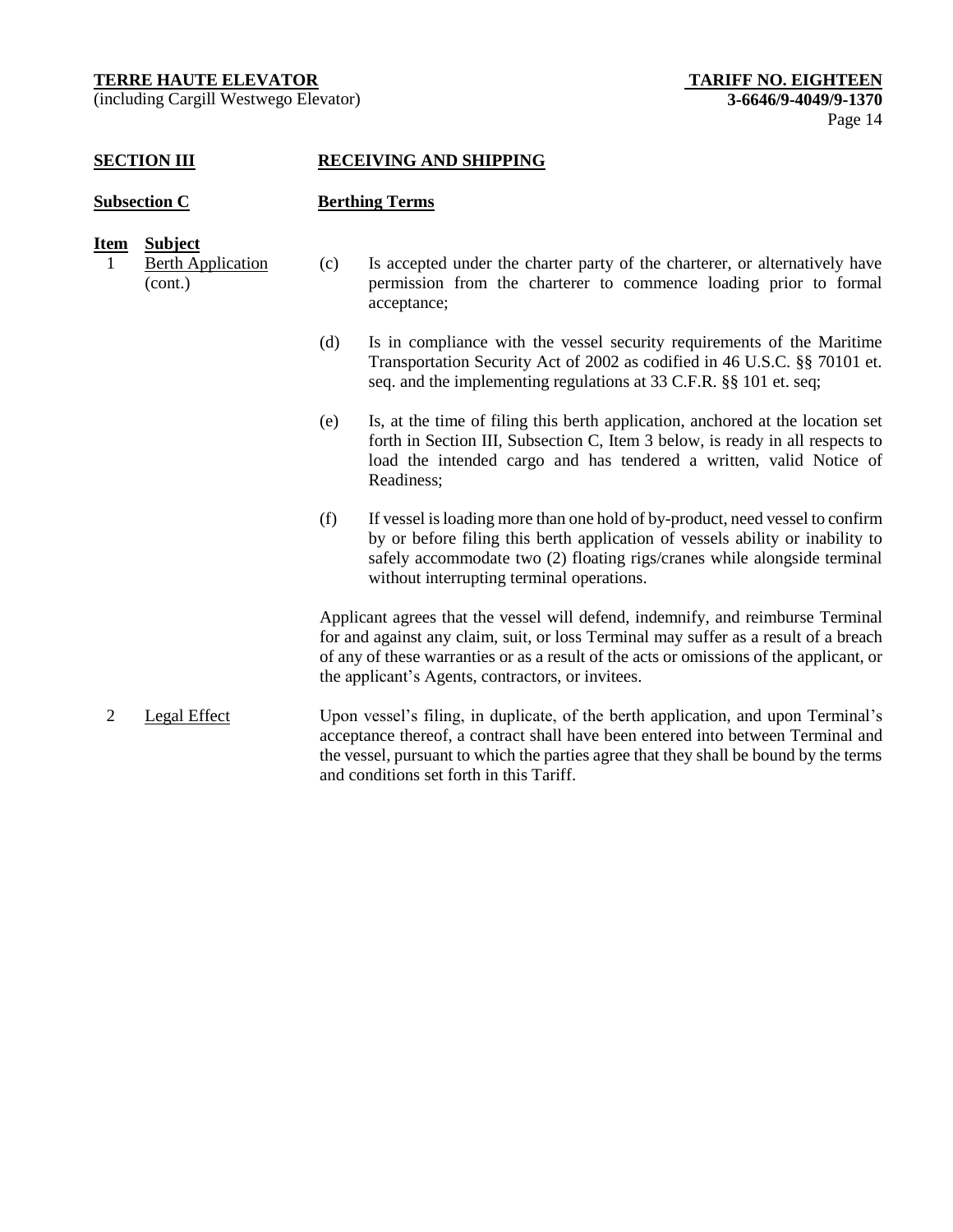## SECTION III RECEIVING AND SHIPPING

### Subsection C Berthing Terms

| Item | Subject | |
|---|---|---|
| 1 | Berth Application (cont.) | (c) Is accepted under the charter party of the charterer, or alternatively have permission from the charterer to commence loading prior to formal acceptance;<br><br>(d) Is in compliance with the vessel security requirements of the Maritime Transportation Security Act of 2002 as codified in 46 U.S.C. §§ 70101 et. seq. and the implementing regulations at 33 C.F.R. §§ 101 et. seq;<br><br>(e) Is, at the time of filing this berth application, anchored at the location set forth in Section III, Subsection C, Item 3 below, is ready in all respects to load the intended cargo and has tendered a written, valid Notice of Readiness;<br><br>(f) If vessel is loading more than one hold of by-product, need vessel to confirm by or before filing this berth application of vessels ability or inability to safely accommodate two (2) floating rigs/cranes while alongside terminal without interrupting terminal operations.<br><br>Applicant agrees that the vessel will defend, indemnify, and reimburse Terminal for and against any claim, suit, or loss Terminal may suffer as a result of a breach of any of these warranties or as a result of the acts or omissions of the applicant, or the applicant's Agents, contractors, or invitees. |
| 2 | Legal Effect | Upon vessel's filing, in duplicate, of the berth application, and upon Terminal's acceptance thereof, a contract shall have been entered into between Terminal and the vessel, pursuant to which the parties agree that they shall be bound by the terms and conditions set forth in this Tariff. |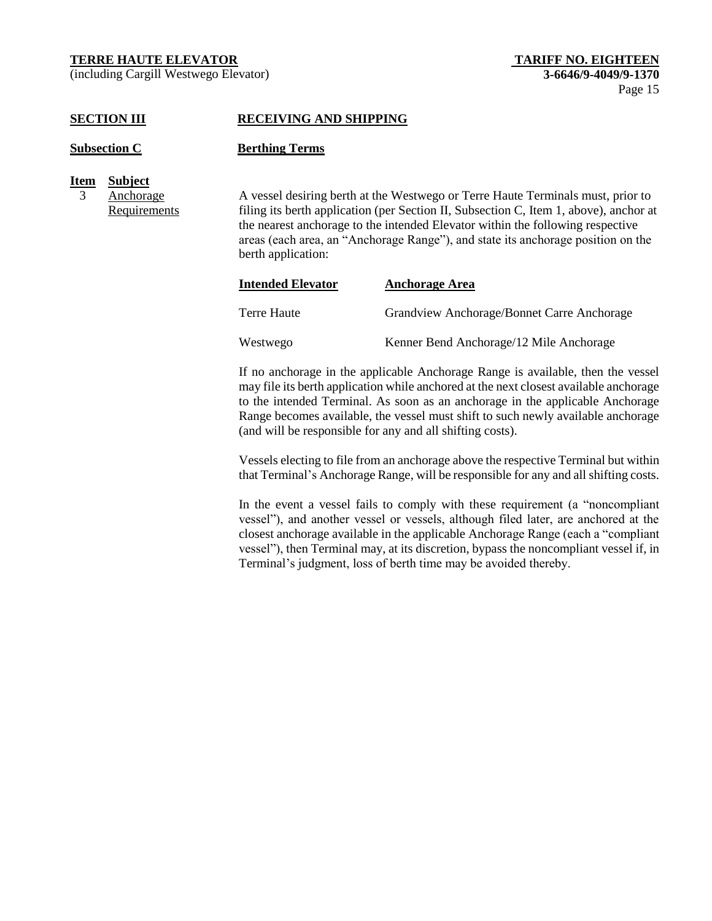## SECTION III RECEIVING AND SHIPPING

### Subsection C Berthing Terms

| Item | Subject | |
|---|---|---|
| 3 | Anchorage Requirements | A vessel desiring berth at the Westwego or Terre Haute Terminals must, prior to filing its berth application (per Section II, Subsection C, Item 1, above), anchor at the nearest anchorage to the intended Elevator within the following respective areas (each area, an "Anchorage Range"), and state its anchorage position on the berth application: |

| Intended Elevator | Anchorage Area |
|---|---|
| Terre Haute | Grandview Anchorage/Bonnet Carre Anchorage |
| Westwego | Kenner Bend Anchorage/12 Mile Anchorage |

If no anchorage in the applicable Anchorage Range is available, then the vessel may file its berth application while anchored at the next closest available anchorage to the intended Terminal. As soon as an anchorage in the applicable Anchorage Range becomes available, the vessel must shift to such newly available anchorage (and will be responsible for any and all shifting costs).

Vessels electing to file from an anchorage above the respective Terminal but within that Terminal's Anchorage Range, will be responsible for any and all shifting costs.

In the event a vessel fails to comply with these requirement (a "noncompliant vessel"), and another vessel or vessels, although filed later, are anchored at the closest anchorage available in the applicable Anchorage Range (each a "compliant vessel"), then Terminal may, at its discretion, bypass the noncompliant vessel if, in Terminal's judgment, loss of berth time may be avoided thereby.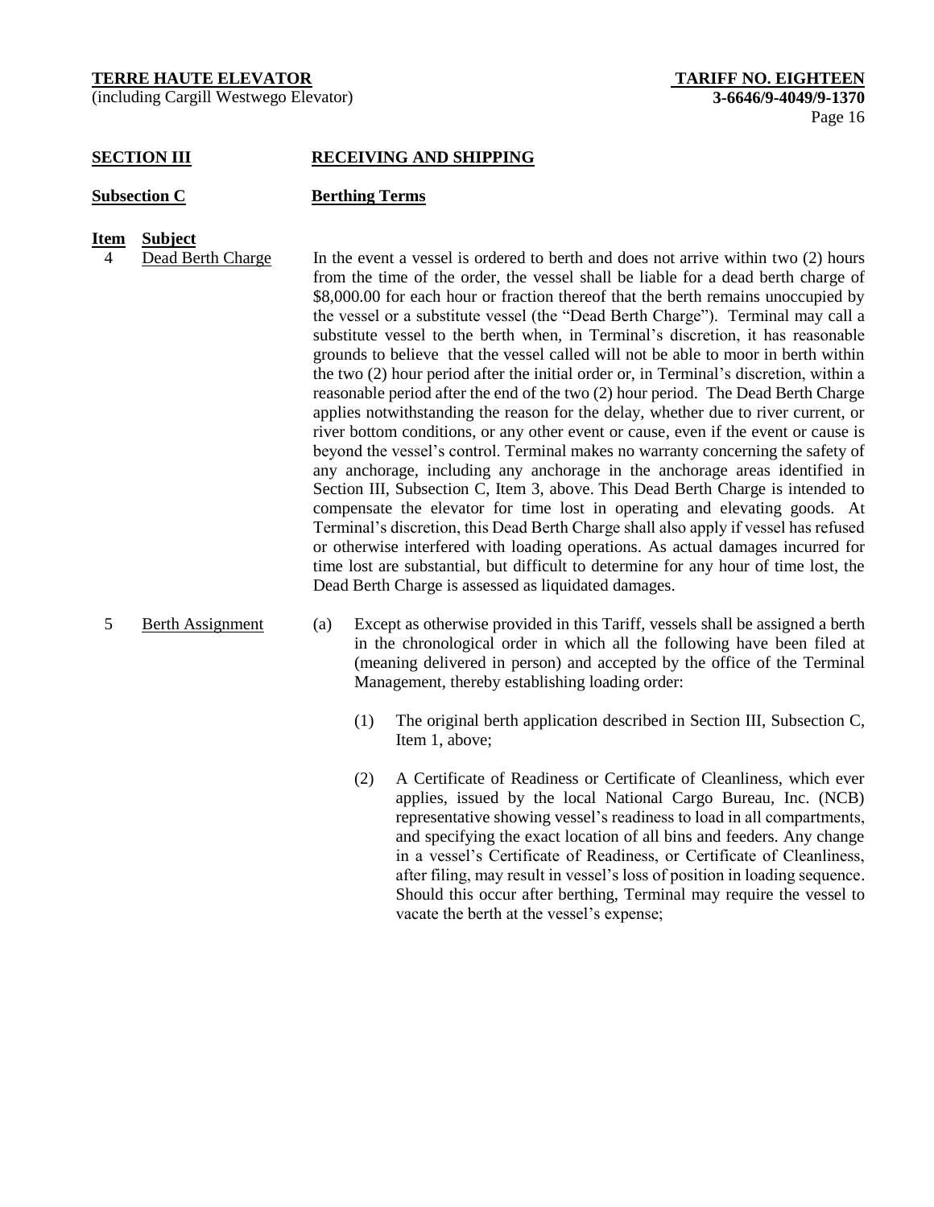## SECTION III RECEIVING AND SHIPPING

### Subsection C Berthing Terms

**Item Subject**

4 Dead Berth Charge

In the event a vessel is ordered to berth and does not arrive within two (2) hours from the time of the order, the vessel shall be liable for a dead berth charge of $8,000.00 for each hour or fraction thereof that the berth remains unoccupied by the vessel or a substitute vessel (the "Dead Berth Charge"). Terminal may call a substitute vessel to the berth when, in Terminal's discretion, it has reasonable grounds to believe that the vessel called will not be able to moor in berth within the two (2) hour period after the initial order or, in Terminal's discretion, within a reasonable period after the end of the two (2) hour period. The Dead Berth Charge applies notwithstanding the reason for the delay, whether due to river current, or river bottom conditions, or any other event or cause, even if the event or cause is beyond the vessel's control. Terminal makes no warranty concerning the safety of any anchorage, including any anchorage in the anchorage areas identified in Section III, Subsection C, Item 3, above. This Dead Berth Charge is intended to compensate the elevator for time lost in operating and elevating goods. At Terminal's discretion, this Dead Berth Charge shall also apply if vessel has refused or otherwise interfered with loading operations. As actual damages incurred for time lost are substantial, but difficult to determine for any hour of time lost, the Dead Berth Charge is assessed as liquidated damages.

5 Berth Assignment

(a) Except as otherwise provided in this Tariff, vessels shall be assigned a berth in the chronological order in which all the following have been filed at (meaning delivered in person) and accepted by the office of the Terminal Management, thereby establishing loading order:

(1) The original berth application described in Section III, Subsection C, Item 1, above;

(2) A Certificate of Readiness or Certificate of Cleanliness, which ever applies, issued by the local National Cargo Bureau, Inc. (NCB) representative showing vessel's readiness to load in all compartments, and specifying the exact location of all bins and feeders. Any change in a vessel's Certificate of Readiness, or Certificate of Cleanliness, after filing, may result in vessel's loss of position in loading sequence. Should this occur after berthing, Terminal may require the vessel to vacate the berth at the vessel's expense;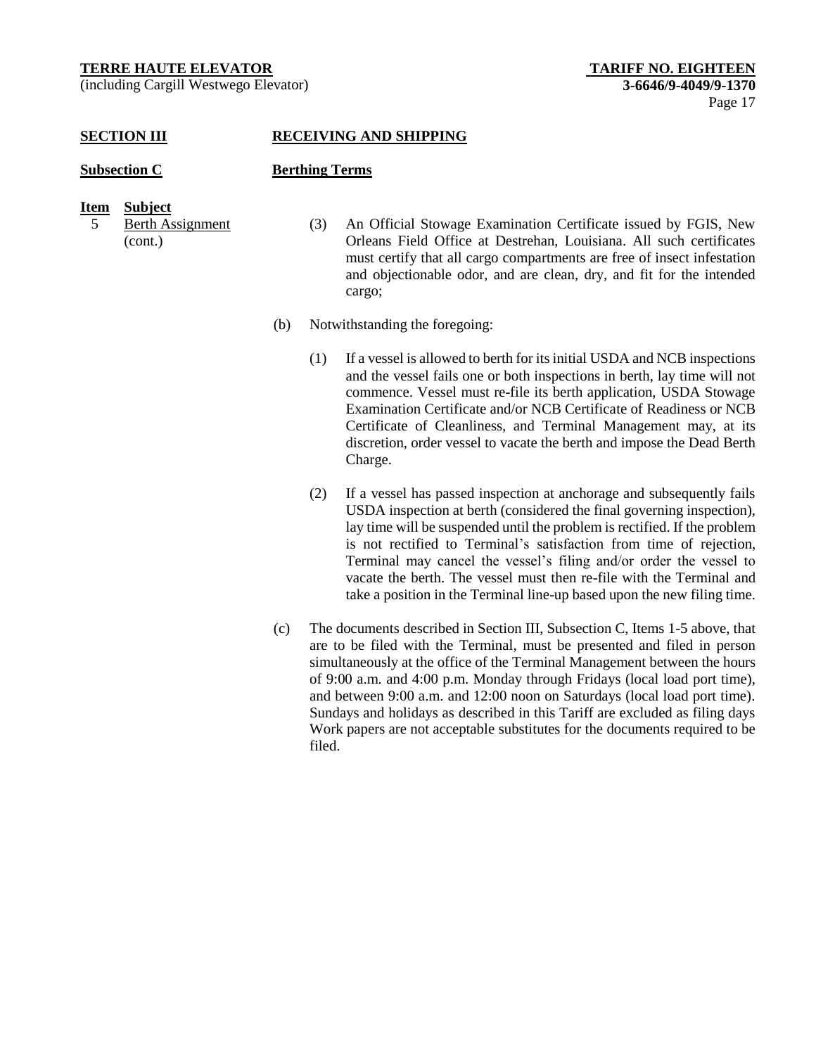**SECTION III** **RECEIVING AND SHIPPING**

**Subsection C** **Berthing Terms**

**Item Subject**

5 Berth Assignment (cont.)

(3) An Official Stowage Examination Certificate issued by FGIS, New Orleans Field Office at Destrehan, Louisiana. All such certificates must certify that all cargo compartments are free of insect infestation and objectionable odor, and are clean, dry, and fit for the intended cargo;

(b) Notwithstanding the foregoing:

(1) If a vessel is allowed to berth for its initial USDA and NCB inspections and the vessel fails one or both inspections in berth, lay time will not commence. Vessel must re-file its berth application, USDA Stowage Examination Certificate and/or NCB Certificate of Readiness or NCB Certificate of Cleanliness, and Terminal Management may, at its discretion, order vessel to vacate the berth and impose the Dead Berth Charge.

(2) If a vessel has passed inspection at anchorage and subsequently fails USDA inspection at berth (considered the final governing inspection), lay time will be suspended until the problem is rectified. If the problem is not rectified to Terminal's satisfaction from time of rejection, Terminal may cancel the vessel's filing and/or order the vessel to vacate the berth. The vessel must then re-file with the Terminal and take a position in the Terminal line-up based upon the new filing time.

(c) The documents described in Section III, Subsection C, Items 1-5 above, that are to be filed with the Terminal, must be presented and filed in person simultaneously at the office of the Terminal Management between the hours of 9:00 a.m. and 4:00 p.m. Monday through Fridays (local load port time), and between 9:00 a.m. and 12:00 noon on Saturdays (local load port time). Sundays and holidays as described in this Tariff are excluded as filing days Work papers are not acceptable substitutes for the documents required to be filed.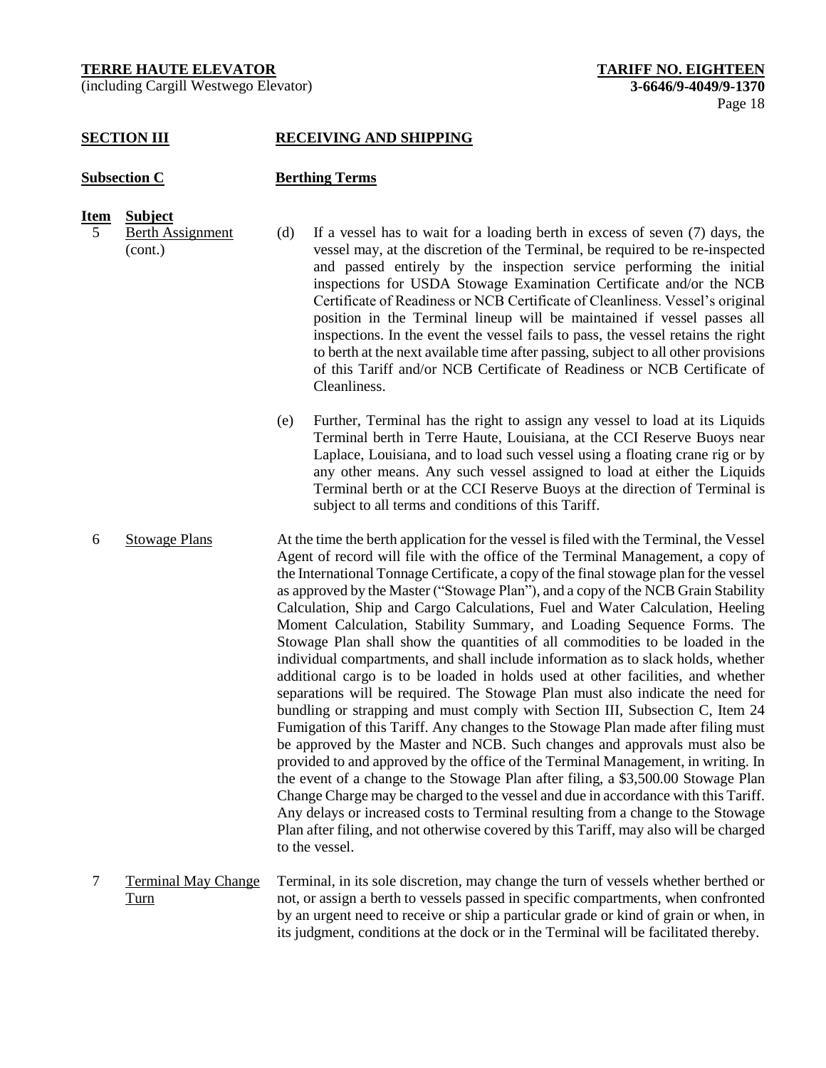## SECTION III — RECEIVING AND SHIPPING

### Subsection C — Berthing Terms

| Item | Subject | |
|---|---|---|
| 5 | Berth Assignment (cont.) | (d) If a vessel has to wait for a loading berth in excess of seven (7) days, the vessel may, at the discretion of the Terminal, be required to be re-inspected and passed entirely by the inspection service performing the initial inspections for USDA Stowage Examination Certificate and/or the NCB Certificate of Readiness or NCB Certificate of Cleanliness. Vessel's original position in the Terminal lineup will be maintained if vessel passes all inspections. In the event the vessel fails to pass, the vessel retains the right to berth at the next available time after passing, subject to all other provisions of this Tariff and/or NCB Certificate of Readiness or NCB Certificate of Cleanliness.<br><br>(e) Further, Terminal has the right to assign any vessel to load at its Liquids Terminal berth in Terre Haute, Louisiana, at the CCI Reserve Buoys near Laplace, Louisiana, and to load such vessel using a floating crane rig or by any other means. Any such vessel assigned to load at either the Liquids Terminal berth or at the CCI Reserve Buoys at the direction of Terminal is subject to all terms and conditions of this Tariff. |
| 6 | Stowage Plans | At the time the berth application for the vessel is filed with the Terminal, the Vessel Agent of record will file with the office of the Terminal Management, a copy of the International Tonnage Certificate, a copy of the final stowage plan for the vessel as approved by the Master ("Stowage Plan"), and a copy of the NCB Grain Stability Calculation, Ship and Cargo Calculations, Fuel and Water Calculation, Heeling Moment Calculation, Stability Summary, and Loading Sequence Forms. The Stowage Plan shall show the quantities of all commodities to be loaded in the individual compartments, and shall include information as to slack holds, whether additional cargo is to be loaded in holds used at other facilities, and whether separations will be required. The Stowage Plan must also indicate the need for bundling or strapping and must comply with Section III, Subsection C, Item 24 Fumigation of this Tariff. Any changes to the Stowage Plan made after filing must be approved by the Master and NCB. Such changes and approvals must also be provided to and approved by the office of the Terminal Management, in writing. In the event of a change to the Stowage Plan after filing, a $3,500.00 Stowage Plan Change Charge may be charged to the vessel and due in accordance with this Tariff. Any delays or increased costs to Terminal resulting from a change to the Stowage Plan after filing, and not otherwise covered by this Tariff, may also will be charged to the vessel. |
| 7 | Terminal May Change Turn | Terminal, in its sole discretion, may change the turn of vessels whether berthed or not, or assign a berth to vessels passed in specific compartments, when confronted by an urgent need to receive or ship a particular grade or kind of grain or when, in its judgment, conditions at the dock or in the Terminal will be facilitated thereby. |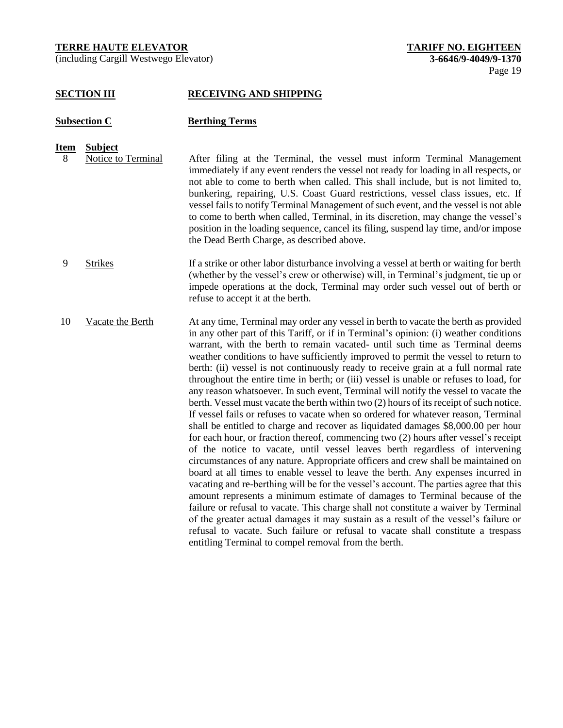## SECTION III RECEIVING AND SHIPPING

### Subsection C Berthing Terms

| Item | Subject | |
|---|---|---|
| 8 | Notice to Terminal | After filing at the Terminal, the vessel must inform Terminal Management immediately if any event renders the vessel not ready for loading in all respects, or not able to come to berth when called. This shall include, but is not limited to, bunkering, repairing, U.S. Coast Guard restrictions, vessel class issues, etc. If vessel fails to notify Terminal Management of such event, and the vessel is not able to come to berth when called, Terminal, in its discretion, may change the vessel's position in the loading sequence, cancel its filing, suspend lay time, and/or impose the Dead Berth Charge, as described above. |
| 9 | Strikes | If a strike or other labor disturbance involving a vessel at berth or waiting for berth (whether by the vessel's crew or otherwise) will, in Terminal's judgment, tie up or impede operations at the dock, Terminal may order such vessel out of berth or refuse to accept it at the berth. |
| 10 | Vacate the Berth | At any time, Terminal may order any vessel in berth to vacate the berth as provided in any other part of this Tariff, or if in Terminal's opinion: (i) weather conditions warrant, with the berth to remain vacated- until such time as Terminal deems weather conditions to have sufficiently improved to permit the vessel to return to berth: (ii) vessel is not continuously ready to receive grain at a full normal rate throughout the entire time in berth; or (iii) vessel is unable or refuses to load, for any reason whatsoever. In such event, Terminal will notify the vessel to vacate the berth. Vessel must vacate the berth within two (2) hours of its receipt of such notice. If vessel fails or refuses to vacate when so ordered for whatever reason, Terminal shall be entitled to charge and recover as liquidated damages $8,000.00 per hour for each hour, or fraction thereof, commencing two (2) hours after vessel's receipt of the notice to vacate, until vessel leaves berth regardless of intervening circumstances of any nature. Appropriate officers and crew shall be maintained on board at all times to enable vessel to leave the berth. Any expenses incurred in vacating and re-berthing will be for the vessel's account. The parties agree that this amount represents a minimum estimate of damages to Terminal because of the failure or refusal to vacate. This charge shall not constitute a waiver by Terminal of the greater actual damages it may sustain as a result of the vessel's failure or refusal to vacate. Such failure or refusal to vacate shall constitute a trespass entitling Terminal to compel removal from the berth. |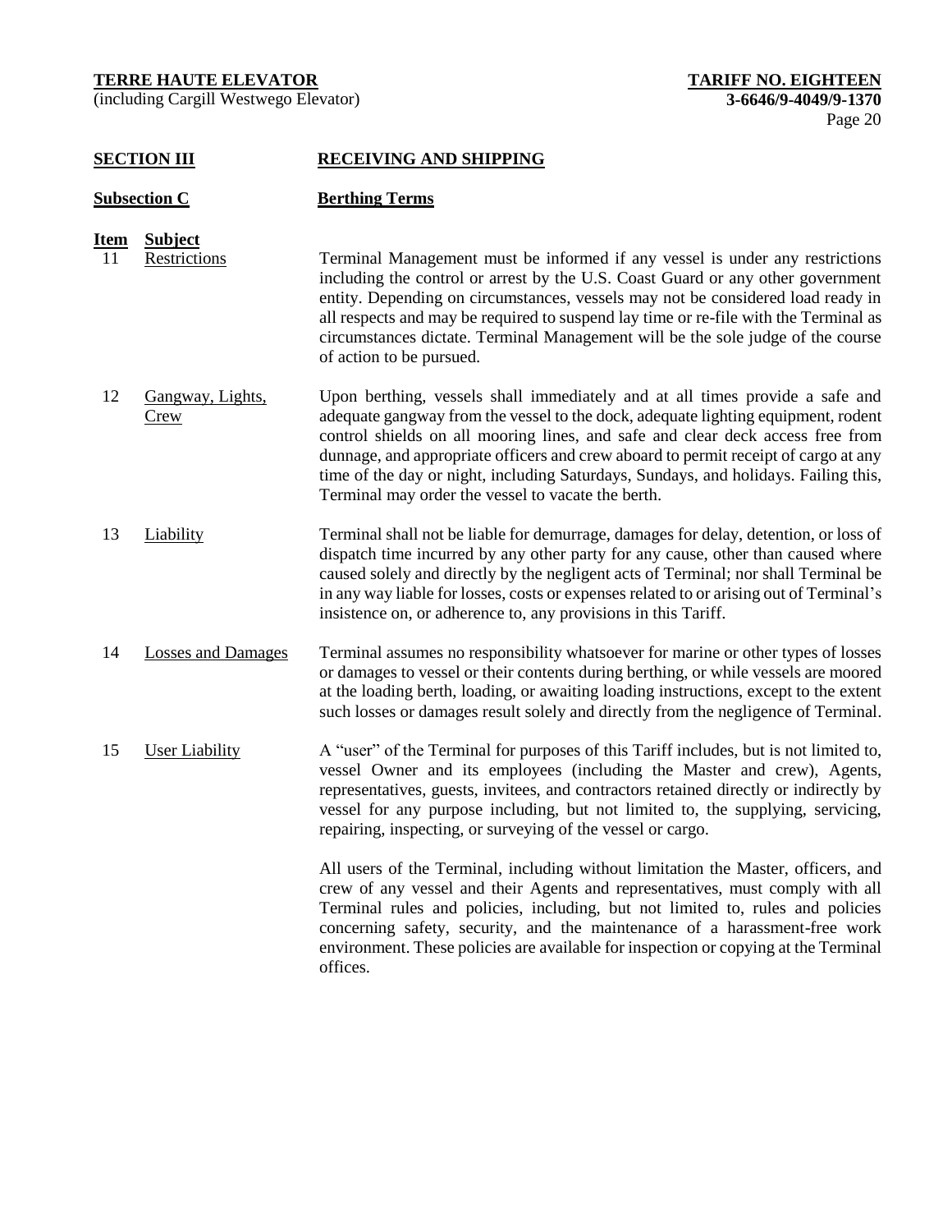**SECTION III RECEIVING AND SHIPPING**

**Subsection C Berthing Terms**

| Item | Subject | |
|---|---|---|
| 11 | Restrictions | Terminal Management must be informed if any vessel is under any restrictions including the control or arrest by the U.S. Coast Guard or any other government entity. Depending on circumstances, vessels may not be considered load ready in all respects and may be required to suspend lay time or re-file with the Terminal as circumstances dictate. Terminal Management will be the sole judge of the course of action to be pursued. |
| 12 | Gangway, Lights, Crew | Upon berthing, vessels shall immediately and at all times provide a safe and adequate gangway from the vessel to the dock, adequate lighting equipment, rodent control shields on all mooring lines, and safe and clear deck access free from dunnage, and appropriate officers and crew aboard to permit receipt of cargo at any time of the day or night, including Saturdays, Sundays, and holidays. Failing this, Terminal may order the vessel to vacate the berth. |
| 13 | Liability | Terminal shall not be liable for demurrage, damages for delay, detention, or loss of dispatch time incurred by any other party for any cause, other than caused where caused solely and directly by the negligent acts of Terminal; nor shall Terminal be in any way liable for losses, costs or expenses related to or arising out of Terminal's insistence on, or adherence to, any provisions in this Tariff. |
| 14 | Losses and Damages | Terminal assumes no responsibility whatsoever for marine or other types of losses or damages to vessel or their contents during berthing, or while vessels are moored at the loading berth, loading, or awaiting loading instructions, except to the extent such losses or damages result solely and directly from the negligence of Terminal. |
| 15 | User Liability | A "user" of the Terminal for purposes of this Tariff includes, but is not limited to, vessel Owner and its employees (including the Master and crew), Agents, representatives, guests, invitees, and contractors retained directly or indirectly by vessel for any purpose including, but not limited to, the supplying, servicing, repairing, inspecting, or surveying of the vessel or cargo.<br><br>All users of the Terminal, including without limitation the Master, officers, and crew of any vessel and their Agents and representatives, must comply with all Terminal rules and policies, including, but not limited to, rules and policies concerning safety, security, and the maintenance of a harassment-free work environment. These policies are available for inspection or copying at the Terminal offices. |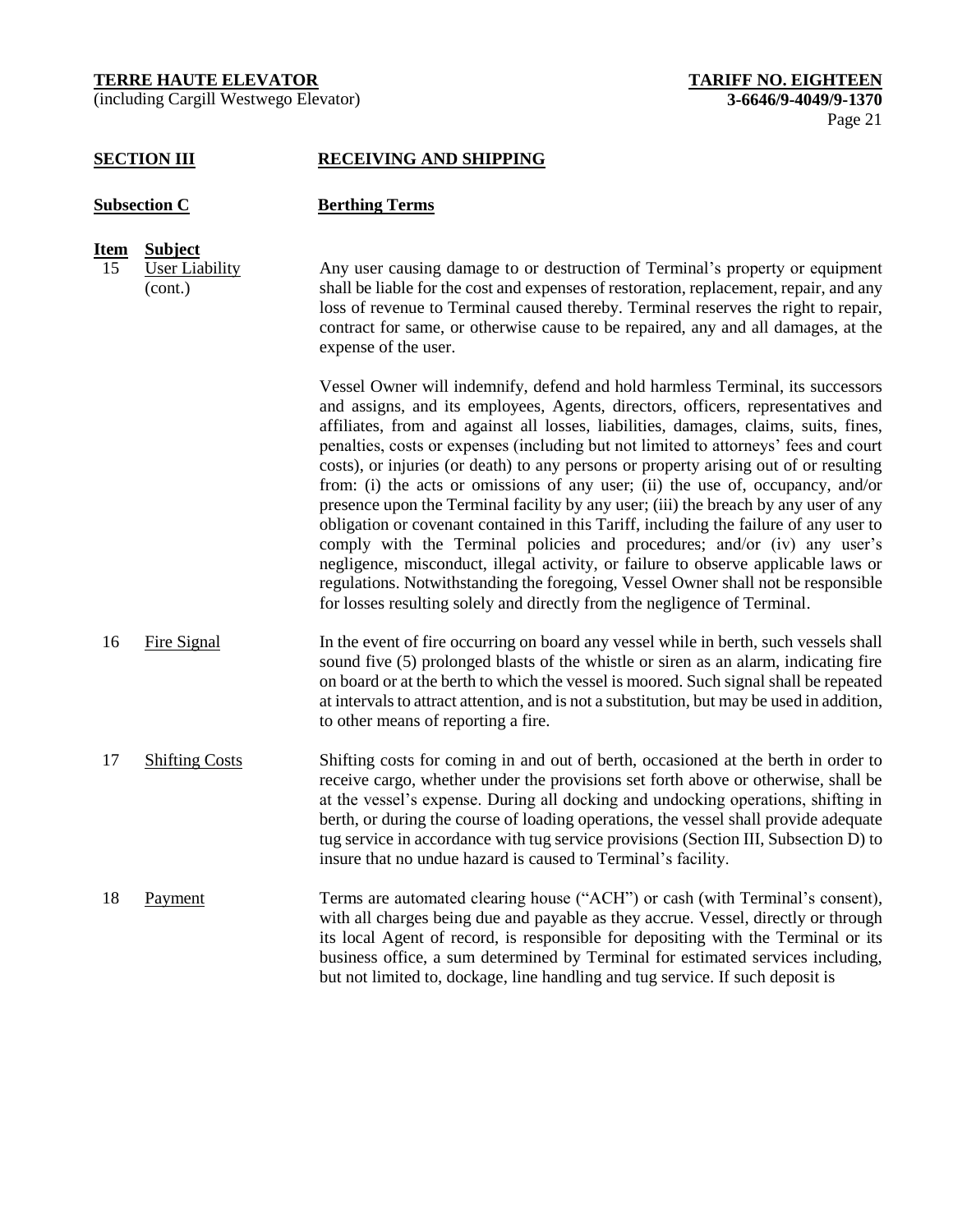## SECTION III RECEIVING AND SHIPPING

### Subsection C Berthing Terms

| Item | Subject | |
|---|---|---|
| 15 | User Liability (cont.) | Any user causing damage to or destruction of Terminal's property or equipment shall be liable for the cost and expenses of restoration, replacement, repair, and any loss of revenue to Terminal caused thereby. Terminal reserves the right to repair, contract for same, or otherwise cause to be repaired, any and all damages, at the expense of the user.<br><br>Vessel Owner will indemnify, defend and hold harmless Terminal, its successors and assigns, and its employees, Agents, directors, officers, representatives and affiliates, from and against all losses, liabilities, damages, claims, suits, fines, penalties, costs or expenses (including but not limited to attorneys' fees and court costs), or injuries (or death) to any persons or property arising out of or resulting from: (i) the acts or omissions of any user; (ii) the use of, occupancy, and/or presence upon the Terminal facility by any user; (iii) the breach by any user of any obligation or covenant contained in this Tariff, including the failure of any user to comply with the Terminal policies and procedures; and/or (iv) any user's negligence, misconduct, illegal activity, or failure to observe applicable laws or regulations. Notwithstanding the foregoing, Vessel Owner shall not be responsible for losses resulting solely and directly from the negligence of Terminal. |
| 16 | Fire Signal | In the event of fire occurring on board any vessel while in berth, such vessels shall sound five (5) prolonged blasts of the whistle or siren as an alarm, indicating fire on board or at the berth to which the vessel is moored. Such signal shall be repeated at intervals to attract attention, and is not a substitution, but may be used in addition, to other means of reporting a fire. |
| 17 | Shifting Costs | Shifting costs for coming in and out of berth, occasioned at the berth in order to receive cargo, whether under the provisions set forth above or otherwise, shall be at the vessel's expense. During all docking and undocking operations, shifting in berth, or during the course of loading operations, the vessel shall provide adequate tug service in accordance with tug service provisions (Section III, Subsection D) to insure that no undue hazard is caused to Terminal's facility. |
| 18 | Payment | Terms are automated clearing house ("ACH") or cash (with Terminal's consent), with all charges being due and payable as they accrue. Vessel, directly or through its local Agent of record, is responsible for depositing with the Terminal or its business office, a sum determined by Terminal for estimated services including, but not limited to, dockage, line handling and tug service. If such deposit is |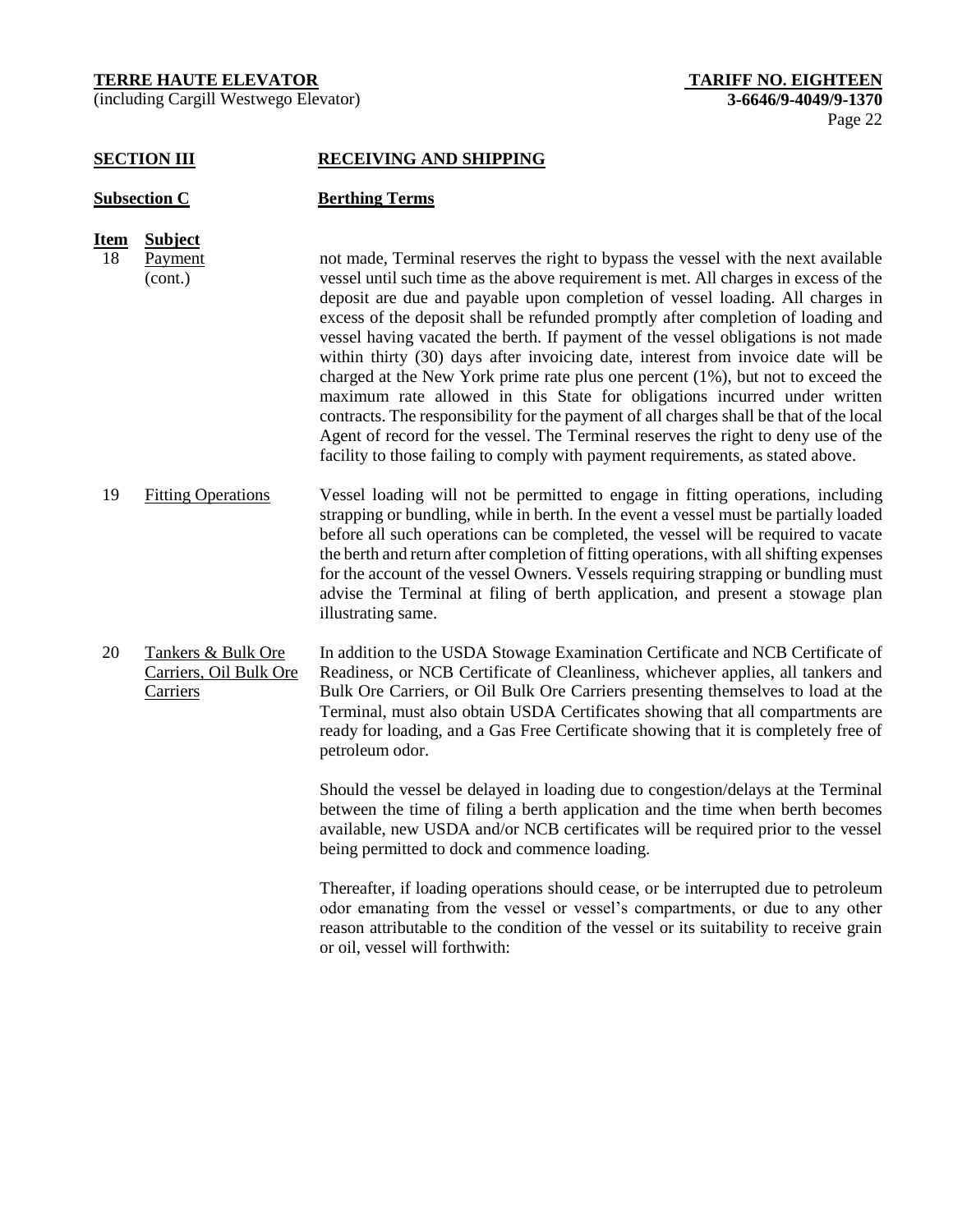## SECTION III RECEIVING AND SHIPPING

### Subsection C Berthing Terms

| Item | Subject | |
|---|---|---|
| 18 | Payment (cont.) | not made, Terminal reserves the right to bypass the vessel with the next available vessel until such time as the above requirement is met. All charges in excess of the deposit are due and payable upon completion of vessel loading. All charges in excess of the deposit shall be refunded promptly after completion of loading and vessel having vacated the berth. If payment of the vessel obligations is not made within thirty (30) days after invoicing date, interest from invoice date will be charged at the New York prime rate plus one percent (1%), but not to exceed the maximum rate allowed in this State for obligations incurred under written contracts. The responsibility for the payment of all charges shall be that of the local Agent of record for the vessel. The Terminal reserves the right to deny use of the facility to those failing to comply with payment requirements, as stated above. |
| 19 | Fitting Operations | Vessel loading will not be permitted to engage in fitting operations, including strapping or bundling, while in berth. In the event a vessel must be partially loaded before all such operations can be completed, the vessel will be required to vacate the berth and return after completion of fitting operations, with all shifting expenses for the account of the vessel Owners. Vessels requiring strapping or bundling must advise the Terminal at filing of berth application, and present a stowage plan illustrating same. |
| 20 | Tankers & Bulk Ore Carriers, Oil Bulk Ore Carriers | In addition to the USDA Stowage Examination Certificate and NCB Certificate of Readiness, or NCB Certificate of Cleanliness, whichever applies, all tankers and Bulk Ore Carriers, or Oil Bulk Ore Carriers presenting themselves to load at the Terminal, must also obtain USDA Certificates showing that all compartments are ready for loading, and a Gas Free Certificate showing that it is completely free of petroleum odor.<br><br>Should the vessel be delayed in loading due to congestion/delays at the Terminal between the time of filing a berth application and the time when berth becomes available, new USDA and/or NCB certificates will be required prior to the vessel being permitted to dock and commence loading.<br><br>Thereafter, if loading operations should cease, or be interrupted due to petroleum odor emanating from the vessel or vessel's compartments, or due to any other reason attributable to the condition of the vessel or its suitability to receive grain or oil, vessel will forthwith: |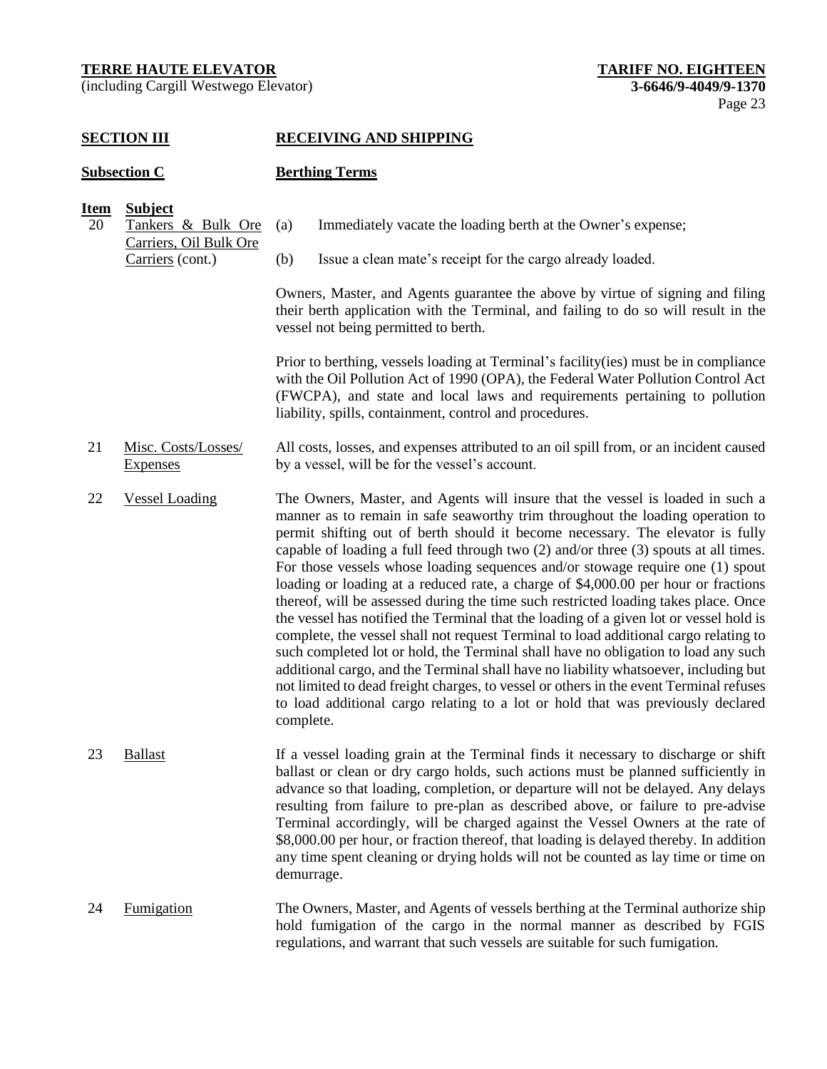**SECTION III** **RECEIVING AND SHIPPING**

**Subsection C** **Berthing Terms**

| Item | Subject | |
|---|---|---|
| 20 | Tankers & Bulk Ore Carriers, Oil Bulk Ore Carriers (cont.) | (a) Immediately vacate the loading berth at the Owner's expense;<br><br>(b) Issue a clean mate's receipt for the cargo already loaded.<br><br>Owners, Master, and Agents guarantee the above by virtue of signing and filing their berth application with the Terminal, and failing to do so will result in the vessel not being permitted to berth.<br><br>Prior to berthing, vessels loading at Terminal's facility(ies) must be in compliance with the Oil Pollution Act of 1990 (OPA), the Federal Water Pollution Control Act (FWCPA), and state and local laws and requirements pertaining to pollution liability, spills, containment, control and procedures. |
| 21 | Misc. Costs/Losses/ Expenses | All costs, losses, and expenses attributed to an oil spill from, or an incident caused by a vessel, will be for the vessel's account. |
| 22 | Vessel Loading | The Owners, Master, and Agents will insure that the vessel is loaded in such a manner as to remain in safe seaworthy trim throughout the loading operation to permit shifting out of berth should it become necessary. The elevator is fully capable of loading a full feed through two (2) and/or three (3) spouts at all times. For those vessels whose loading sequences and/or stowage require one (1) spout loading or loading at a reduced rate, a charge of \$4,000.00 per hour or fractions thereof, will be assessed during the time such restricted loading takes place. Once the vessel has notified the Terminal that the loading of a given lot or vessel hold is complete, the vessel shall not request Terminal to load additional cargo relating to such completed lot or hold, the Terminal shall have no obligation to load any such additional cargo, and the Terminal shall have no liability whatsoever, including but not limited to dead freight charges, to vessel or others in the event Terminal refuses to load additional cargo relating to a lot or hold that was previously declared complete. |
| 23 | Ballast | If a vessel loading grain at the Terminal finds it necessary to discharge or shift ballast or clean or dry cargo holds, such actions must be planned sufficiently in advance so that loading, completion, or departure will not be delayed. Any delays resulting from failure to pre-plan as described above, or failure to pre-advise Terminal accordingly, will be charged against the Vessel Owners at the rate of \$8,000.00 per hour, or fraction thereof, that loading is delayed thereby. In addition any time spent cleaning or drying holds will not be counted as lay time or time on demurrage. |
| 24 | Fumigation | The Owners, Master, and Agents of vessels berthing at the Terminal authorize ship hold fumigation of the cargo in the normal manner as described by FGIS regulations, and warrant that such vessels are suitable for such fumigation. |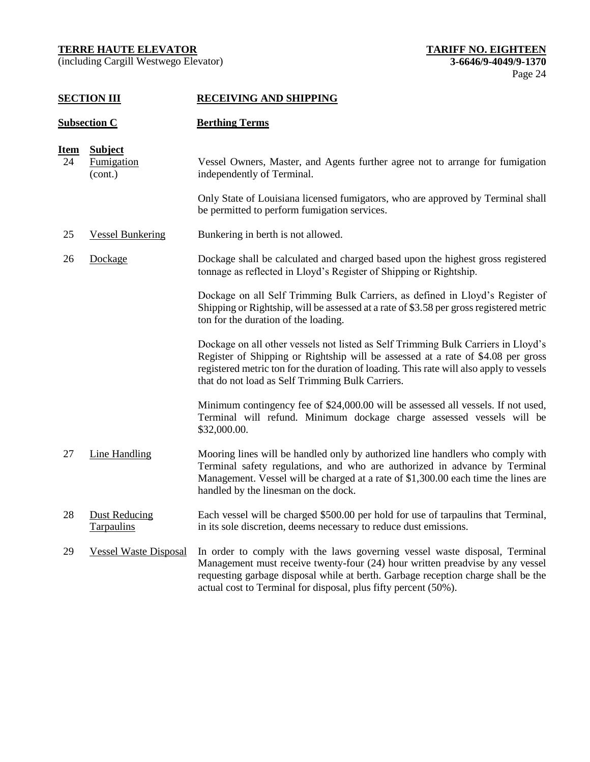## SECTION III RECEIVING AND SHIPPING

### Subsection C Berthing Terms

| Item | Subject | |
|---|---|---|
| 24 | Fumigation (cont.) | Vessel Owners, Master, and Agents further agree not to arrange for fumigation independently of Terminal.<br><br>Only State of Louisiana licensed fumigators, who are approved by Terminal shall be permitted to perform fumigation services. |
| 25 | Vessel Bunkering | Bunkering in berth is not allowed. |
| 26 | Dockage | Dockage shall be calculated and charged based upon the highest gross registered tonnage as reflected in Lloyd's Register of Shipping or Rightship.<br><br>Dockage on all Self Trimming Bulk Carriers, as defined in Lloyd's Register of Shipping or Rightship, will be assessed at a rate of $3.58 per gross registered metric ton for the duration of the loading.<br><br>Dockage on all other vessels not listed as Self Trimming Bulk Carriers in Lloyd's Register of Shipping or Rightship will be assessed at a rate of $4.08 per gross registered metric ton for the duration of loading. This rate will also apply to vessels that do not load as Self Trimming Bulk Carriers.<br><br>Minimum contingency fee of $24,000.00 will be assessed all vessels. If not used, Terminal will refund. Minimum dockage charge assessed vessels will be $32,000.00. |
| 27 | Line Handling | Mooring lines will be handled only by authorized line handlers who comply with Terminal safety regulations, and who are authorized in advance by Terminal Management. Vessel will be charged at a rate of $1,300.00 each time the lines are handled by the linesman on the dock. |
| 28 | Dust Reducing Tarpaulins | Each vessel will be charged $500.00 per hold for use of tarpaulins that Terminal, in its sole discretion, deems necessary to reduce dust emissions. |
| 29 | Vessel Waste Disposal | In order to comply with the laws governing vessel waste disposal, Terminal Management must receive twenty-four (24) hour written preadvise by any vessel requesting garbage disposal while at berth. Garbage reception charge shall be the actual cost to Terminal for disposal, plus fifty percent (50%). |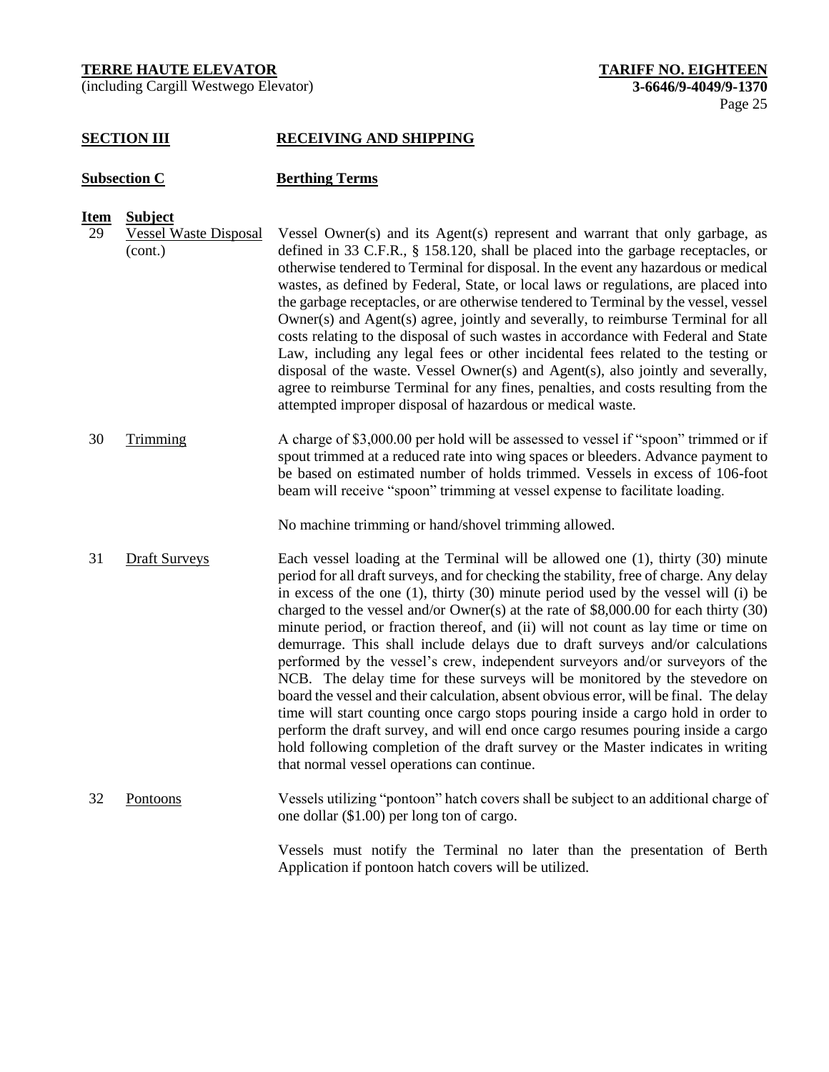## SECTION III RECEIVING AND SHIPPING

### Subsection C Berthing Terms

| Item | Subject | |
|---|---|---|
| 29 | Vessel Waste Disposal (cont.) | Vessel Owner(s) and its Agent(s) represent and warrant that only garbage, as defined in 33 C.F.R., § 158.120, shall be placed into the garbage receptacles, or otherwise tendered to Terminal for disposal. In the event any hazardous or medical wastes, as defined by Federal, State, or local laws or regulations, are placed into the garbage receptacles, or are otherwise tendered to Terminal by the vessel, vessel Owner(s) and Agent(s) agree, jointly and severally, to reimburse Terminal for all costs relating to the disposal of such wastes in accordance with Federal and State Law, including any legal fees or other incidental fees related to the testing or disposal of the waste. Vessel Owner(s) and Agent(s), also jointly and severally, agree to reimburse Terminal for any fines, penalties, and costs resulting from the attempted improper disposal of hazardous or medical waste. |
| 30 | Trimming | A charge of $3,000.00 per hold will be assessed to vessel if "spoon" trimmed or if spout trimmed at a reduced rate into wing spaces or bleeders. Advance payment to be based on estimated number of holds trimmed. Vessels in excess of 106-foot beam will receive "spoon" trimming at vessel expense to facilitate loading.<br><br>No machine trimming or hand/shovel trimming allowed. |
| 31 | Draft Surveys | Each vessel loading at the Terminal will be allowed one (1), thirty (30) minute period for all draft surveys, and for checking the stability, free of charge. Any delay in excess of the one (1), thirty (30) minute period used by the vessel will (i) be charged to the vessel and/or Owner(s) at the rate of $8,000.00 for each thirty (30) minute period, or fraction thereof, and (ii) will not count as lay time or time on demurrage. This shall include delays due to draft surveys and/or calculations performed by the vessel's crew, independent surveyors and/or surveyors of the NCB. The delay time for these surveys will be monitored by the stevedore on board the vessel and their calculation, absent obvious error, will be final. The delay time will start counting once cargo stops pouring inside a cargo hold in order to perform the draft survey, and will end once cargo resumes pouring inside a cargo hold following completion of the draft survey or the Master indicates in writing that normal vessel operations can continue. |
| 32 | Pontoons | Vessels utilizing "pontoon" hatch covers shall be subject to an additional charge of one dollar ($1.00) per long ton of cargo.<br><br>Vessels must notify the Terminal no later than the presentation of Berth Application if pontoon hatch covers will be utilized. |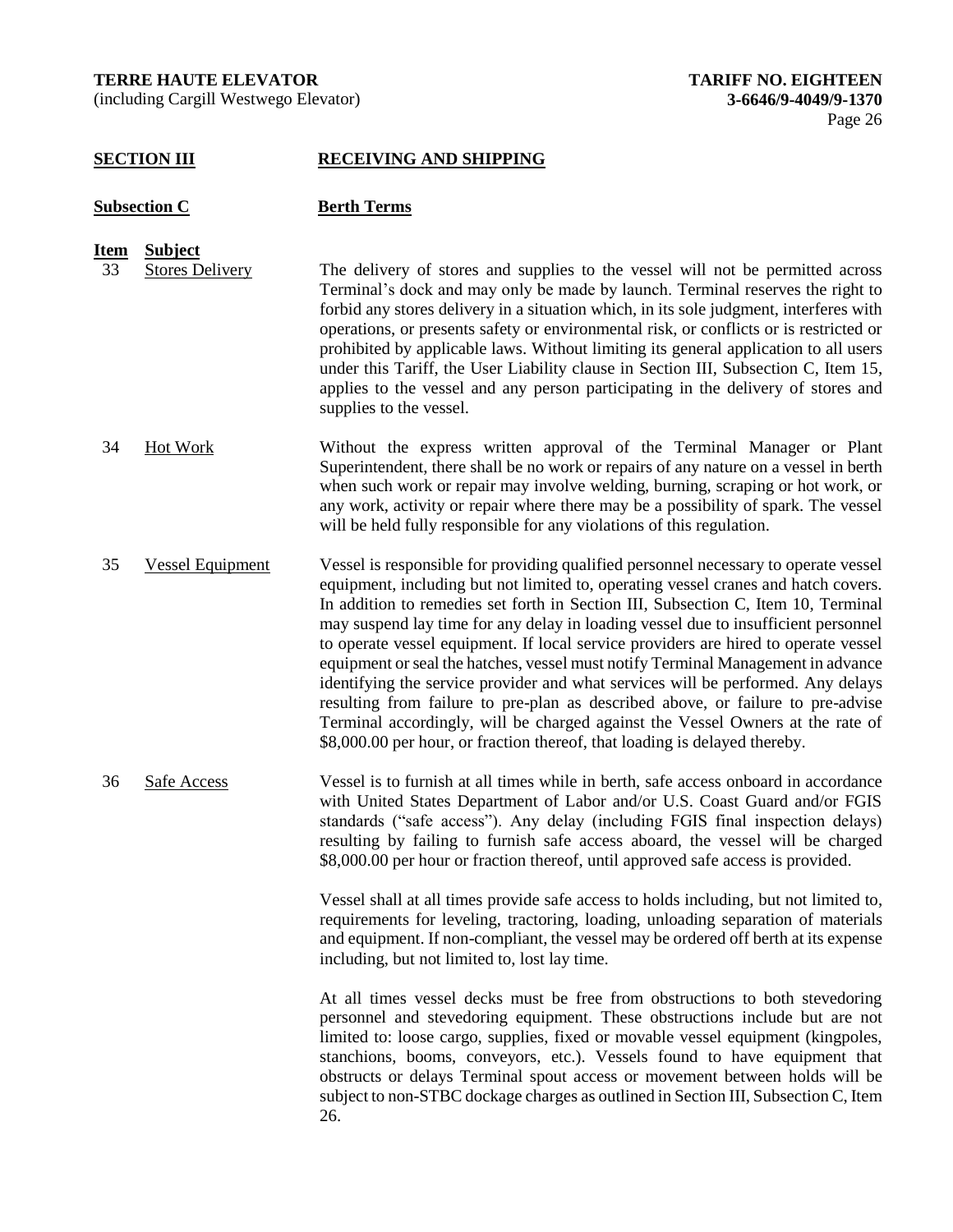## SECTION III RECEIVING AND SHIPPING

### Subsection C Berth Terms

| Item | Subject | |
|---|---|---|
| 33 | Stores Delivery | The delivery of stores and supplies to the vessel will not be permitted across Terminal's dock and may only be made by launch. Terminal reserves the right to forbid any stores delivery in a situation which, in its sole judgment, interferes with operations, or presents safety or environmental risk, or conflicts or is restricted or prohibited by applicable laws. Without limiting its general application to all users under this Tariff, the User Liability clause in Section III, Subsection C, Item 15, applies to the vessel and any person participating in the delivery of stores and supplies to the vessel. |
| 34 | Hot Work | Without the express written approval of the Terminal Manager or Plant Superintendent, there shall be no work or repairs of any nature on a vessel in berth when such work or repair may involve welding, burning, scraping or hot work, or any work, activity or repair where there may be a possibility of spark. The vessel will be held fully responsible for any violations of this regulation. |
| 35 | Vessel Equipment | Vessel is responsible for providing qualified personnel necessary to operate vessel equipment, including but not limited to, operating vessel cranes and hatch covers. In addition to remedies set forth in Section III, Subsection C, Item 10, Terminal may suspend lay time for any delay in loading vessel due to insufficient personnel to operate vessel equipment. If local service providers are hired to operate vessel equipment or seal the hatches, vessel must notify Terminal Management in advance identifying the service provider and what services will be performed. Any delays resulting from failure to pre-plan as described above, or failure to pre-advise Terminal accordingly, will be charged against the Vessel Owners at the rate of $8,000.00 per hour, or fraction thereof, that loading is delayed thereby. |
| 36 | Safe Access | Vessel is to furnish at all times while in berth, safe access onboard in accordance with United States Department of Labor and/or U.S. Coast Guard and/or FGIS standards ("safe access"). Any delay (including FGIS final inspection delays) resulting by failing to furnish safe access aboard, the vessel will be charged $8,000.00 per hour or fraction thereof, until approved safe access is provided. |

Vessel shall at all times provide safe access to holds including, but not limited to, requirements for leveling, tractoring, loading, unloading separation of materials and equipment. If non-compliant, the vessel may be ordered off berth at its expense including, but not limited to, lost lay time.

At all times vessel decks must be free from obstructions to both stevedoring personnel and stevedoring equipment. These obstructions include but are not limited to: loose cargo, supplies, fixed or movable vessel equipment (kingpoles, stanchions, booms, conveyors, etc.). Vessels found to have equipment that obstructs or delays Terminal spout access or movement between holds will be subject to non-STBC dockage charges as outlined in Section III, Subsection C, Item 26.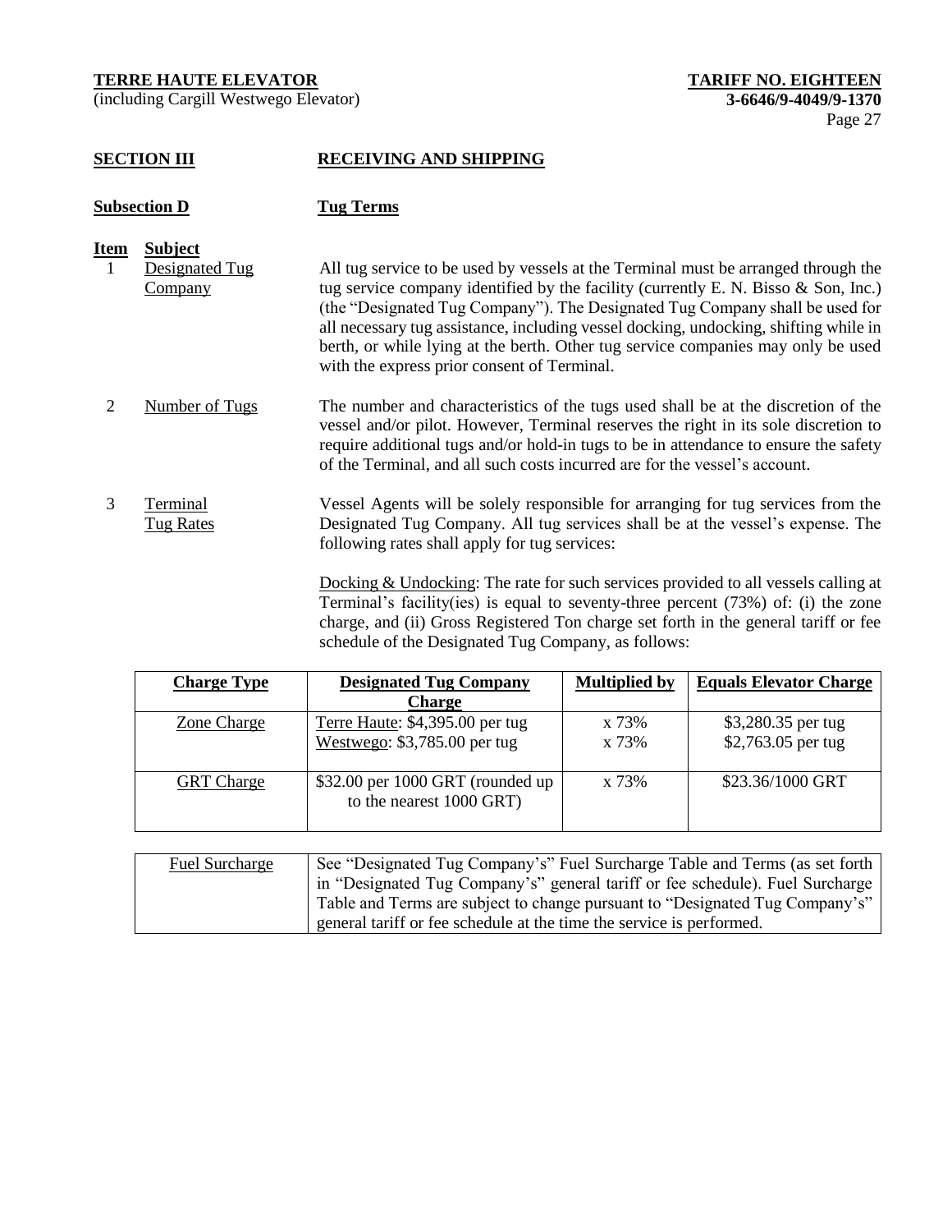## SECTION III RECEIVING AND SHIPPING

### Subsection D Tug Terms

**Item Subject**

1 Designated Tug Company

All tug service to be used by vessels at the Terminal must be arranged through the tug service company identified by the facility (currently E. N. Bisso & Son, Inc.) (the "Designated Tug Company"). The Designated Tug Company shall be used for all necessary tug assistance, including vessel docking, undocking, shifting while in berth, or while lying at the berth. Other tug service companies may only be used with the express prior consent of Terminal.

2 Number of Tugs

The number and characteristics of the tugs used shall be at the discretion of the vessel and/or pilot. However, Terminal reserves the right in its sole discretion to require additional tugs and/or hold-in tugs to be in attendance to ensure the safety of the Terminal, and all such costs incurred are for the vessel's account.

3 Terminal Tug Rates

Vessel Agents will be solely responsible for arranging for tug services from the Designated Tug Company. All tug services shall be at the vessel's expense. The following rates shall apply for tug services:

Docking & Undocking: The rate for such services provided to all vessels calling at Terminal's facility(ies) is equal to seventy-three percent (73%) of: (i) the zone charge, and (ii) Gross Registered Ton charge set forth in the general tariff or fee schedule of the Designated Tug Company, as follows:

| Charge Type | Designated Tug Company Charge | Multiplied by | Equals Elevator Charge |
|---|---|---|---|
| Zone Charge | Terre Haute: $4,395.00 per tug<br>Westwego: $3,785.00 per tug | x 73%<br>x 73% | $3,280.35 per tug<br>$2,763.05 per tug |
| GRT Charge | $32.00 per 1000 GRT (rounded up to the nearest 1000 GRT) | x 73% | $23.36/1000 GRT |

| | |
|---|---|
| Fuel Surcharge | See "Designated Tug Company's" Fuel Surcharge Table and Terms (as set forth in "Designated Tug Company's" general tariff or fee schedule). Fuel Surcharge Table and Terms are subject to change pursuant to "Designated Tug Company's" general tariff or fee schedule at the time the service is performed. |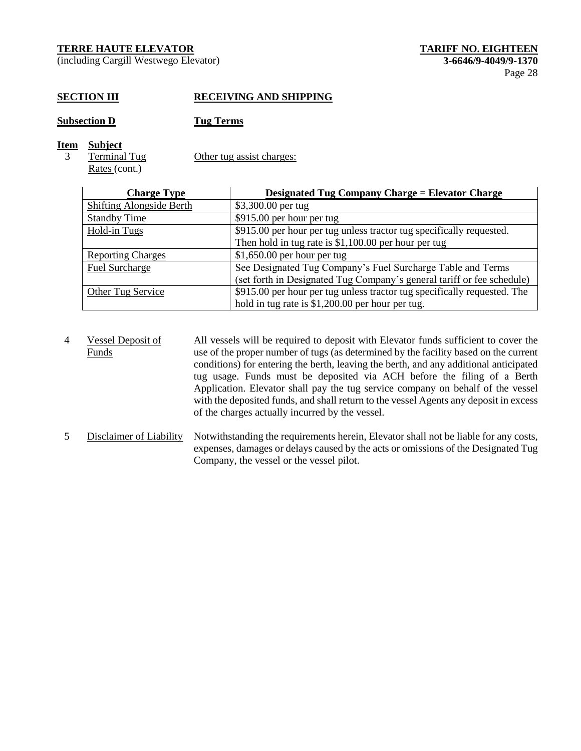**SECTION III** **RECEIVING AND SHIPPING**

**Subsection D** **Tug Terms**

**Item** **Subject**

3 Terminal Tug Rates (cont.) — Other tug assist charges:

| Charge Type | Designated Tug Company Charge = Elevator Charge |
|---|---|
| Shifting Alongside Berth | $3,300.00 per tug |
| Standby Time | $915.00 per hour per tug |
| Hold-in Tugs | $915.00 per hour per tug unless tractor tug specifically requested. Then hold in tug rate is $1,100.00 per hour per tug |
| Reporting Charges | $1,650.00 per hour per tug |
| Fuel Surcharge | See Designated Tug Company's Fuel Surcharge Table and Terms (set forth in Designated Tug Company's general tariff or fee schedule) |
| Other Tug Service | $915.00 per hour per tug unless tractor tug specifically requested. The hold in tug rate is $1,200.00 per hour per tug. |

4 Vessel Deposit of Funds — All vessels will be required to deposit with Elevator funds sufficient to cover the use of the proper number of tugs (as determined by the facility based on the current conditions) for entering the berth, leaving the berth, and any additional anticipated tug usage. Funds must be deposited via ACH before the filing of a Berth Application. Elevator shall pay the tug service company on behalf of the vessel with the deposited funds, and shall return to the vessel Agents any deposit in excess of the charges actually incurred by the vessel.

5 Disclaimer of Liability — Notwithstanding the requirements herein, Elevator shall not be liable for any costs, expenses, damages or delays caused by the acts or omissions of the Designated Tug Company, the vessel or the vessel pilot.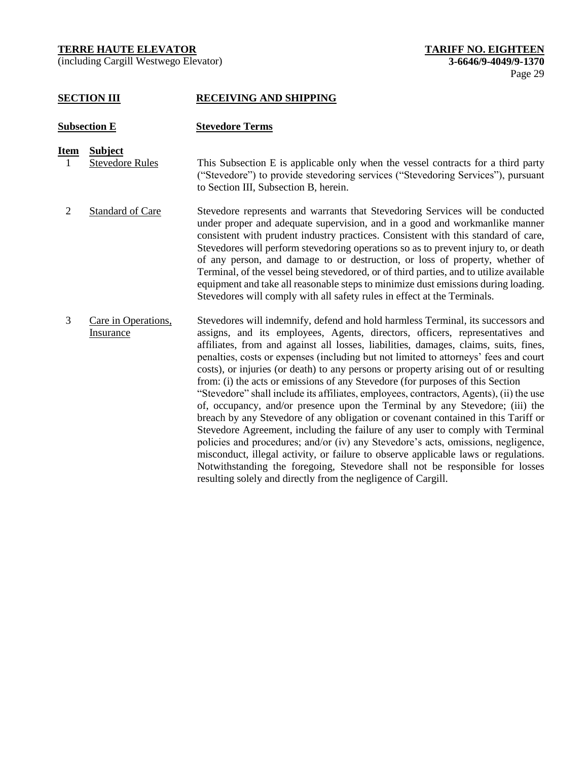## SECTION III RECEIVING AND SHIPPING

### Subsection E Stevedore Terms

| Item | Subject | |
|---|---|---|
| 1 | Stevedore Rules | This Subsection E is applicable only when the vessel contracts for a third party ("Stevedore") to provide stevedoring services ("Stevedoring Services"), pursuant to Section III, Subsection B, herein. |
| 2 | Standard of Care | Stevedore represents and warrants that Stevedoring Services will be conducted under proper and adequate supervision, and in a good and workmanlike manner consistent with prudent industry practices. Consistent with this standard of care, Stevedores will perform stevedoring operations so as to prevent injury to, or death of any person, and damage to or destruction, or loss of property, whether of Terminal, of the vessel being stevedored, or of third parties, and to utilize available equipment and take all reasonable steps to minimize dust emissions during loading. Stevedores will comply with all safety rules in effect at the Terminals. |
| 3 | Care in Operations, Insurance | Stevedores will indemnify, defend and hold harmless Terminal, its successors and assigns, and its employees, Agents, directors, officers, representatives and affiliates, from and against all losses, liabilities, damages, claims, suits, fines, penalties, costs or expenses (including but not limited to attorneys' fees and court costs), or injuries (or death) to any persons or property arising out of or resulting from: (i) the acts or emissions of any Stevedore (for purposes of this Section "Stevedore" shall include its affiliates, employees, contractors, Agents), (ii) the use of, occupancy, and/or presence upon the Terminal by any Stevedore; (iii) the breach by any Stevedore of any obligation or covenant contained in this Tariff or Stevedore Agreement, including the failure of any user to comply with Terminal policies and procedures; and/or (iv) any Stevedore's acts, omissions, negligence, misconduct, illegal activity, or failure to observe applicable laws or regulations. Notwithstanding the foregoing, Stevedore shall not be responsible for losses resulting solely and directly from the negligence of Cargill. |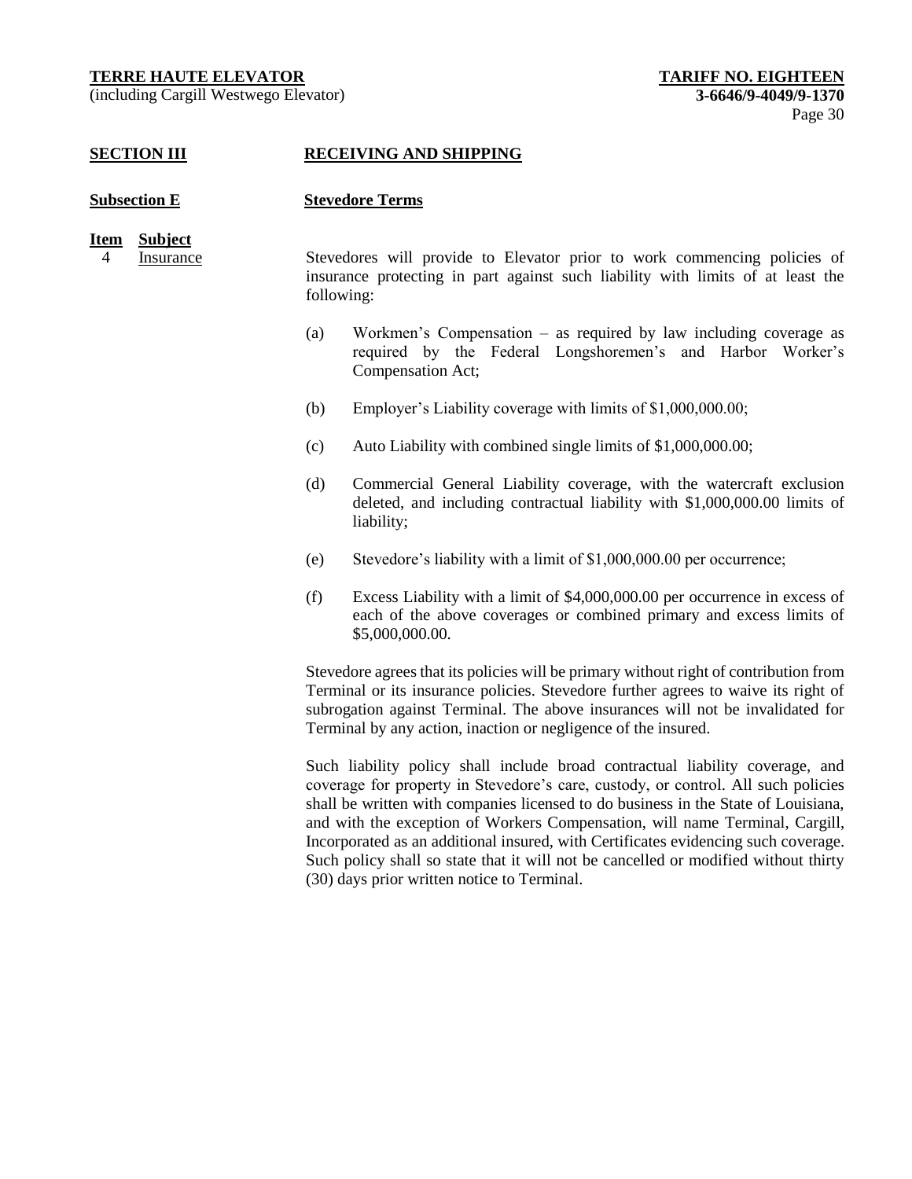## SECTION III RECEIVING AND SHIPPING

### Subsection E Stevedore Terms

**Item** **Subject**

4 Insurance

Stevedores will provide to Elevator prior to work commencing policies of insurance protecting in part against such liability with limits of at least the following:

(a) Workmen's Compensation – as required by law including coverage as required by the Federal Longshoremen's and Harbor Worker's Compensation Act;

(b) Employer's Liability coverage with limits of $1,000,000.00;

(c) Auto Liability with combined single limits of $1,000,000.00;

(d) Commercial General Liability coverage, with the watercraft exclusion deleted, and including contractual liability with $1,000,000.00 limits of liability;

(e) Stevedore's liability with a limit of $1,000,000.00 per occurrence;

(f) Excess Liability with a limit of $4,000,000.00 per occurrence in excess of each of the above coverages or combined primary and excess limits of $5,000,000.00.

Stevedore agrees that its policies will be primary without right of contribution from Terminal or its insurance policies. Stevedore further agrees to waive its right of subrogation against Terminal. The above insurances will not be invalidated for Terminal by any action, inaction or negligence of the insured.

Such liability policy shall include broad contractual liability coverage, and coverage for property in Stevedore's care, custody, or control. All such policies shall be written with companies licensed to do business in the State of Louisiana, and with the exception of Workers Compensation, will name Terminal, Cargill, Incorporated as an additional insured, with Certificates evidencing such coverage. Such policy shall so state that it will not be cancelled or modified without thirty (30) days prior written notice to Terminal.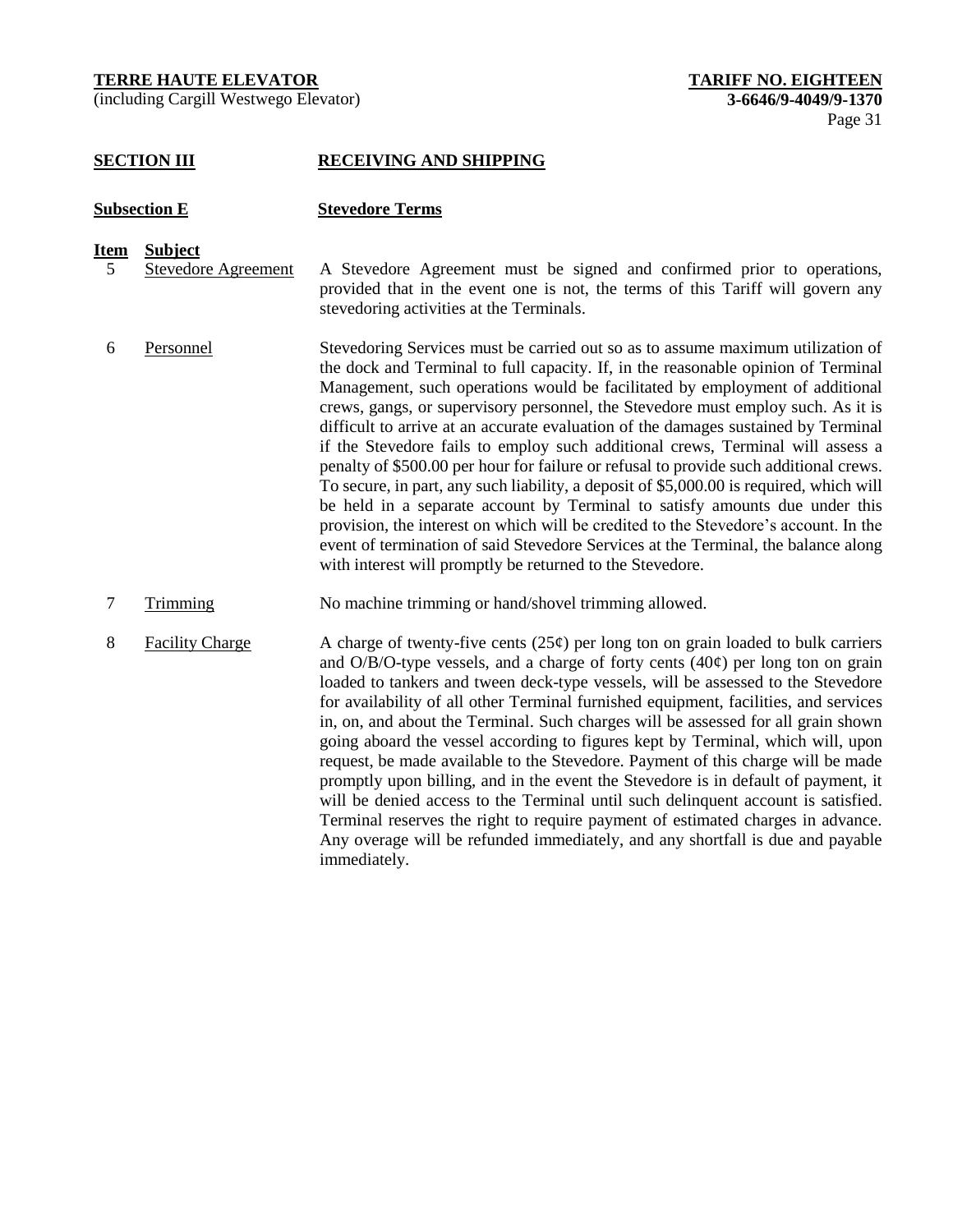## SECTION III RECEIVING AND SHIPPING

### Subsection E Stevedore Terms

| Item | Subject | |
|---|---|---|
| 5 | Stevedore Agreement | A Stevedore Agreement must be signed and confirmed prior to operations, provided that in the event one is not, the terms of this Tariff will govern any stevedoring activities at the Terminals. |
| 6 | Personnel | Stevedoring Services must be carried out so as to assume maximum utilization of the dock and Terminal to full capacity. If, in the reasonable opinion of Terminal Management, such operations would be facilitated by employment of additional crews, gangs, or supervisory personnel, the Stevedore must employ such. As it is difficult to arrive at an accurate evaluation of the damages sustained by Terminal if the Stevedore fails to employ such additional crews, Terminal will assess a penalty of $500.00 per hour for failure or refusal to provide such additional crews. To secure, in part, any such liability, a deposit of $5,000.00 is required, which will be held in a separate account by Terminal to satisfy amounts due under this provision, the interest on which will be credited to the Stevedore's account. In the event of termination of said Stevedore Services at the Terminal, the balance along with interest will promptly be returned to the Stevedore. |
| 7 | Trimming | No machine trimming or hand/shovel trimming allowed. |
| 8 | Facility Charge | A charge of twenty-five cents (25¢) per long ton on grain loaded to bulk carriers and O/B/O-type vessels, and a charge of forty cents (40¢) per long ton on grain loaded to tankers and tween deck-type vessels, will be assessed to the Stevedore for availability of all other Terminal furnished equipment, facilities, and services in, on, and about the Terminal. Such charges will be assessed for all grain shown going aboard the vessel according to figures kept by Terminal, which will, upon request, be made available to the Stevedore. Payment of this charge will be made promptly upon billing, and in the event the Stevedore is in default of payment, it will be denied access to the Terminal until such delinquent account is satisfied. Terminal reserves the right to require payment of estimated charges in advance. Any overage will be refunded immediately, and any shortfall is due and payable immediately. |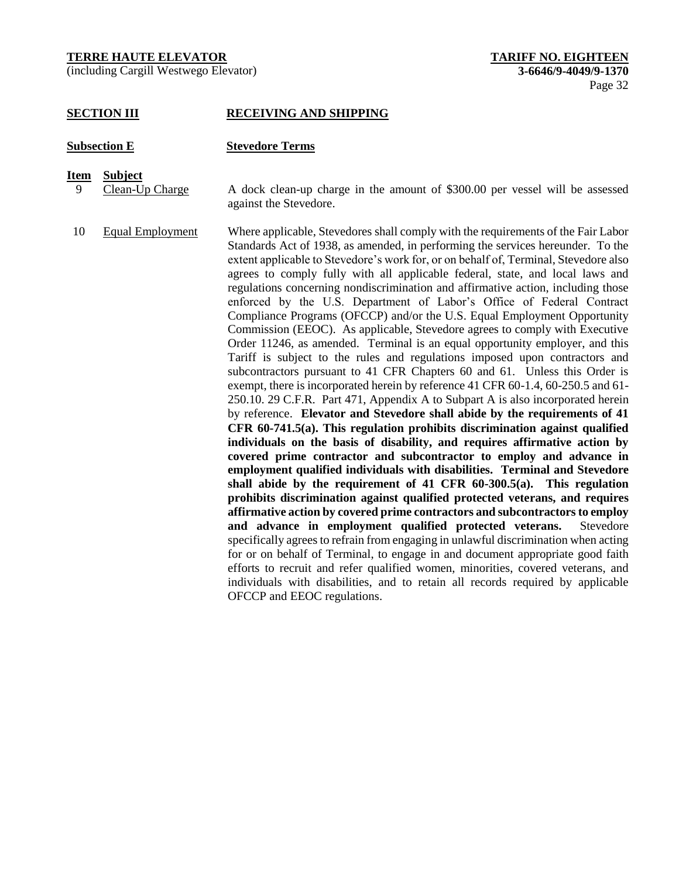## SECTION III RECEIVING AND SHIPPING

### Subsection E Stevedore Terms

| Item | Subject | |
|---|---|---|
| 9 | Clean-Up Charge | A dock clean-up charge in the amount of $300.00 per vessel will be assessed against the Stevedore. |
| 10 | Equal Employment | Where applicable, Stevedores shall comply with the requirements of the Fair Labor Standards Act of 1938, as amended, in performing the services hereunder. To the extent applicable to Stevedore's work for, or on behalf of, Terminal, Stevedore also agrees to comply fully with all applicable federal, state, and local laws and regulations concerning nondiscrimination and affirmative action, including those enforced by the U.S. Department of Labor's Office of Federal Contract Compliance Programs (OFCCP) and/or the U.S. Equal Employment Opportunity Commission (EEOC). As applicable, Stevedore agrees to comply with Executive Order 11246, as amended. Terminal is an equal opportunity employer, and this Tariff is subject to the rules and regulations imposed upon contractors and subcontractors pursuant to 41 CFR Chapters 60 and 61. Unless this Order is exempt, there is incorporated herein by reference 41 CFR 60-1.4, 60-250.5 and 61-250.10. 29 C.F.R. Part 471, Appendix A to Subpart A is also incorporated herein by reference. **Elevator and Stevedore shall abide by the requirements of 41 CFR 60-741.5(a). This regulation prohibits discrimination against qualified individuals on the basis of disability, and requires affirmative action by covered prime contractor and subcontractor to employ and advance in employment qualified individuals with disabilities. Terminal and Stevedore shall abide by the requirement of 41 CFR 60-300.5(a). This regulation prohibits discrimination against qualified protected veterans, and requires affirmative action by covered prime contractors and subcontractors to employ and advance in employment qualified protected veterans.** Stevedore specifically agrees to refrain from engaging in unlawful discrimination when acting for or on behalf of Terminal, to engage in and document appropriate good faith efforts to recruit and refer qualified women, minorities, covered veterans, and individuals with disabilities, and to retain all records required by applicable OFCCP and EEOC regulations. |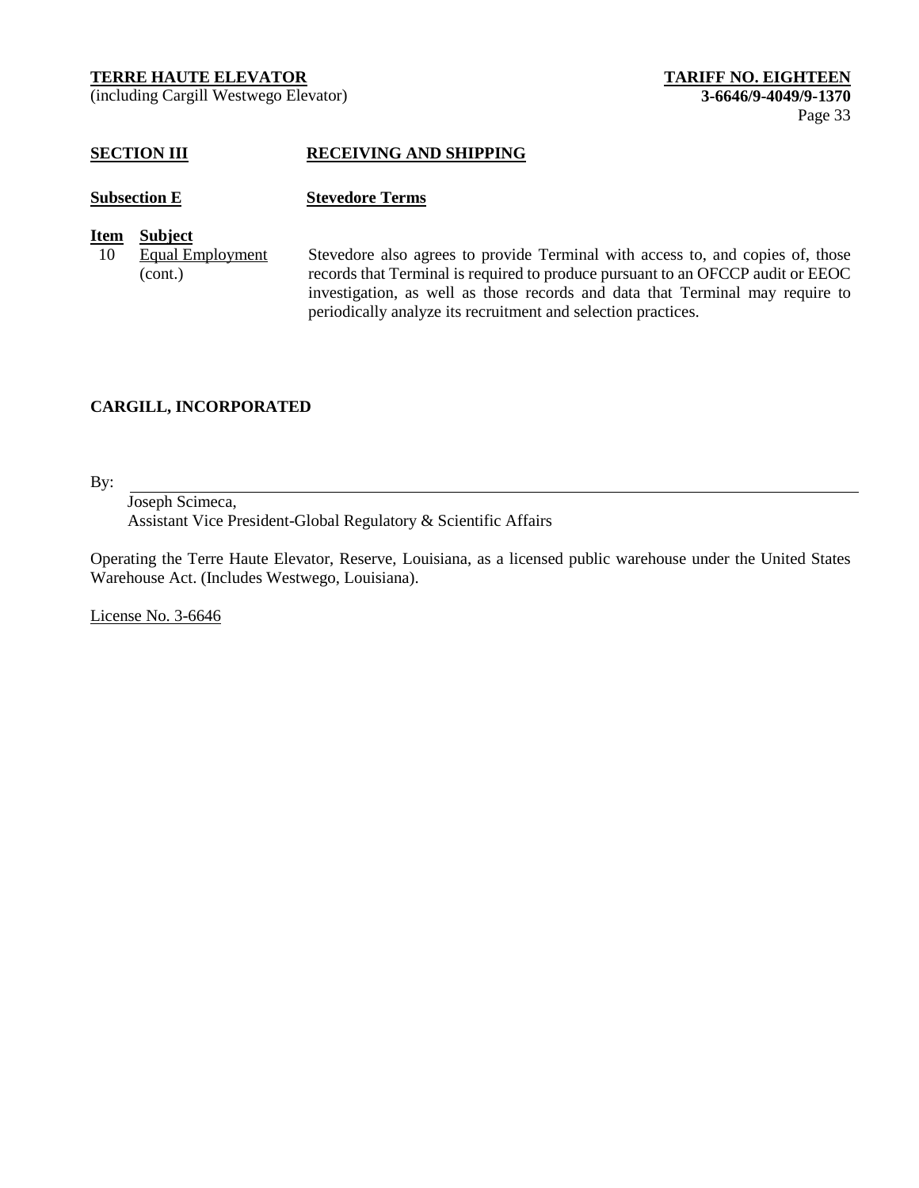## SECTION III RECEIVING AND SHIPPING

### Subsection E Stevedore Terms

| Item | Subject | |
|---|---|---|
| 10 | Equal Employment (cont.) | Stevedore also agrees to provide Terminal with access to, and copies of, those records that Terminal is required to produce pursuant to an OFCCP audit or EEOC investigation, as well as those records and data that Terminal may require to periodically analyze its recruitment and selection practices. |

**CARGILL, INCORPORATED**

By: ______________________________

Joseph Scimeca,
Assistant Vice President-Global Regulatory & Scientific Affairs

Operating the Terre Haute Elevator, Reserve, Louisiana, as a licensed public warehouse under the United States Warehouse Act. (Includes Westwego, Louisiana).

License No. 3-6646